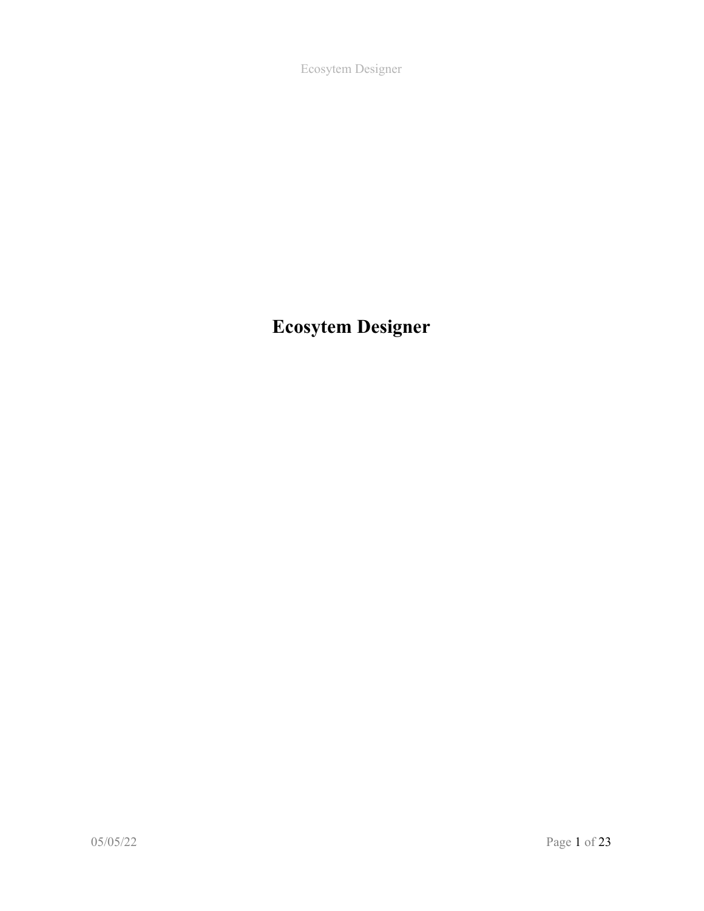# Ecosytem Designer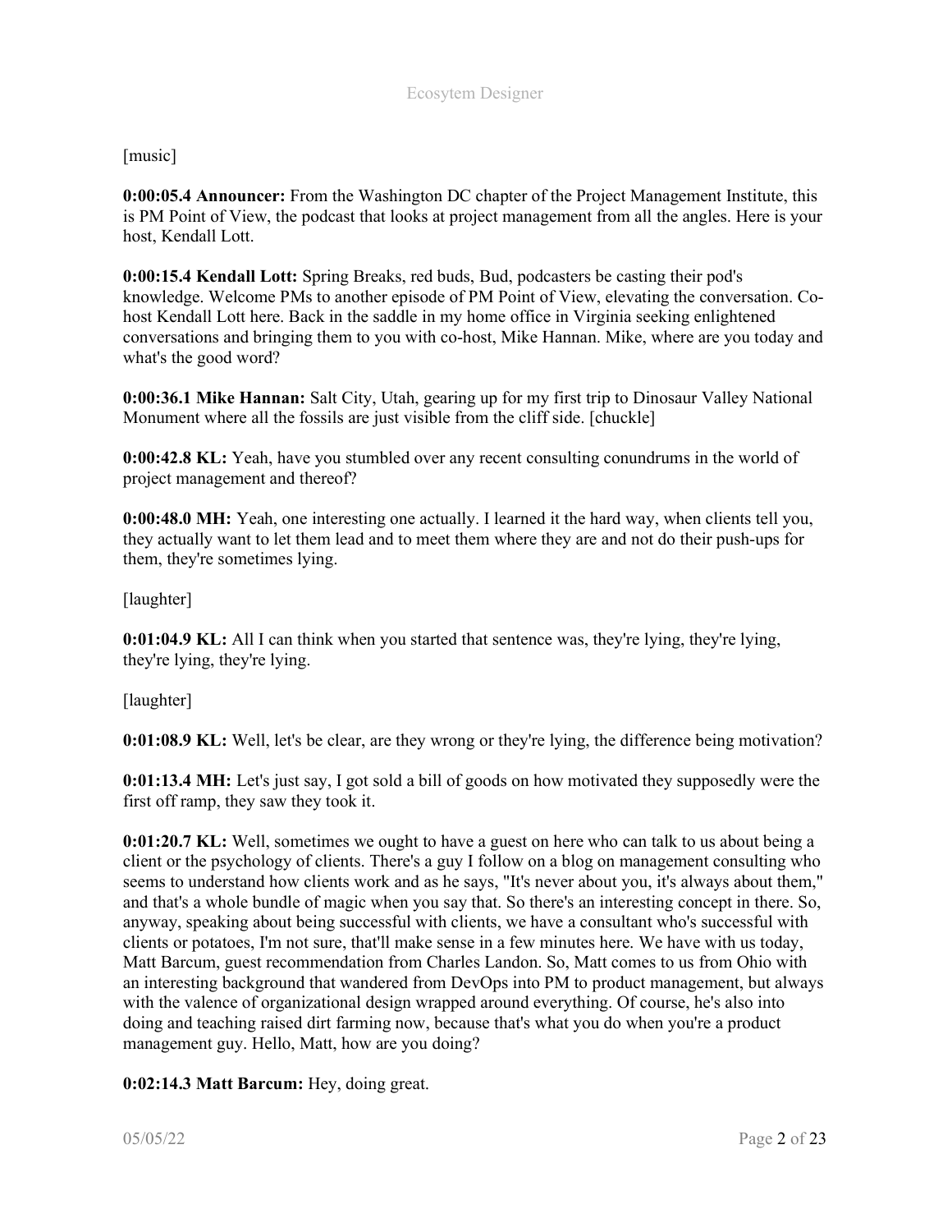[music]

**0:00:05.4 Announcer:** From the Washington DC chapter of the Project Management Institute, this is PM Point of View, the podcast that looks at project management from all the angles. Here is your host, Kendall Lott.

**0:00:15.4 Kendall Lott:** Spring Breaks, red buds, Bud, podcasters be casting their pod's knowledge. Welcome PMs to another episode of PM Point of View, elevating the conversation. Co-host Kendall Lott here. Back in the saddle in my home office in Virginia seeking enlightened conversations and bringing them to you with co-host, Mike Hannan. Mike, where are you today and what's the good word?

**0:00:36.1 Mike Hannan:** Salt City, Utah, gearing up for my first trip to Dinosaur Valley National Monument where all the fossils are just visible from the cliff side. [chuckle]

**0:00:42.8 KL:** Yeah, have you stumbled over any recent consulting conundrums in the world of project management and thereof?

**0:00:48.0 MH:** Yeah, one interesting one actually. I learned it the hard way, when clients tell you, they actually want to let them lead and to meet them where they are and not do their push-ups for them, they're sometimes lying.

[laughter]

**0:01:04.9 KL:** All I can think when you started that sentence was, they're lying, they're lying, they're lying, they're lying.

[laughter]

**0:01:08.9 KL:** Well, let's be clear, are they wrong or they're lying, the difference being motivation?

**0:01:13.4 MH:** Let's just say, I got sold a bill of goods on how motivated they supposedly were the first off ramp, they saw they took it.

**0:01:20.7 KL:** Well, sometimes we ought to have a guest on here who can talk to us about being a client or the psychology of clients. There's a guy I follow on a blog on management consulting who seems to understand how clients work and as he says, "It's never about you, it's always about them," and that's a whole bundle of magic when you say that. So there's an interesting concept in there. So, anyway, speaking about being successful with clients, we have a consultant who's successful with clients or potatoes, I'm not sure, that'll make sense in a few minutes here. We have with us today, Matt Barcum, guest recommendation from Charles Landon. So, Matt comes to us from Ohio with an interesting background that wandered from DevOps into PM to product management, but always with the valence of organizational design wrapped around everything. Of course, he's also into doing and teaching raised dirt farming now, because that's what you do when you're a product management guy. Hello, Matt, how are you doing?

**0:02:14.3 Matt Barcum:** Hey, doing great.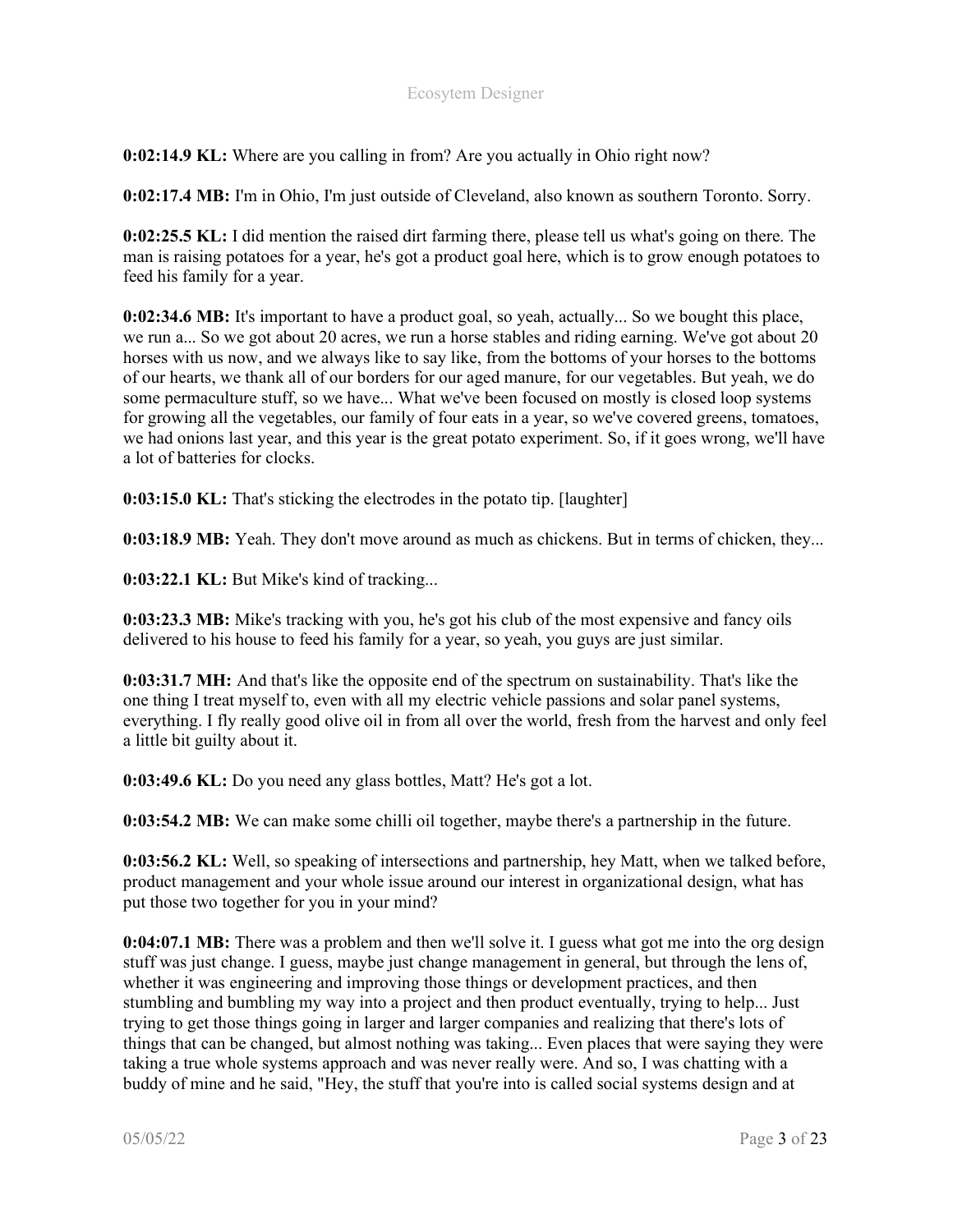**0:02:14.9 KL:** Where are you calling in from? Are you actually in Ohio right now?

**0:02:17.4 MB:** I'm in Ohio, I'm just outside of Cleveland, also known as southern Toronto. Sorry.

**0:02:25.5 KL:** I did mention the raised dirt farming there, please tell us what's going on there. The man is raising potatoes for a year, he's got a product goal here, which is to grow enough potatoes to feed his family for a year.

**0:02:34.6 MB:** It's important to have a product goal, so yeah, actually... So we bought this place, we run a... So we got about 20 acres, we run a horse stables and riding earning. We've got about 20 horses with us now, and we always like to say like, from the bottoms of your horses to the bottoms of our hearts, we thank all of our borders for our aged manure, for our vegetables. But yeah, we do some permaculture stuff, so we have... What we've been focused on mostly is closed loop systems for growing all the vegetables, our family of four eats in a year, so we've covered greens, tomatoes, we had onions last year, and this year is the great potato experiment. So, if it goes wrong, we'll have a lot of batteries for clocks.

**0:03:15.0 KL:** That's sticking the electrodes in the potato tip. [laughter]

**0:03:18.9 MB:** Yeah. They don't move around as much as chickens. But in terms of chicken, they...

**0:03:22.1 KL:** But Mike's kind of tracking...

**0:03:23.3 MB:** Mike's tracking with you, he's got his club of the most expensive and fancy oils delivered to his house to feed his family for a year, so yeah, you guys are just similar.

**0:03:31.7 MH:** And that's like the opposite end of the spectrum on sustainability. That's like the one thing I treat myself to, even with all my electric vehicle passions and solar panel systems, everything. I fly really good olive oil in from all over the world, fresh from the harvest and only feel a little bit guilty about it.

**0:03:49.6 KL:** Do you need any glass bottles, Matt? He's got a lot.

**0:03:54.2 MB:** We can make some chilli oil together, maybe there's a partnership in the future.

**0:03:56.2 KL:** Well, so speaking of intersections and partnership, hey Matt, when we talked before, product management and your whole issue around our interest in organizational design, what has put those two together for you in your mind?

**0:04:07.1 MB:** There was a problem and then we'll solve it. I guess what got me into the org design stuff was just change. I guess, maybe just change management in general, but through the lens of, whether it was engineering and improving those things or development practices, and then stumbling and bumbling my way into a project and then product eventually, trying to help... Just trying to get those things going in larger and larger companies and realizing that there's lots of things that can be changed, but almost nothing was taking... Even places that were saying they were taking a true whole systems approach and was never really were. And so, I was chatting with a buddy of mine and he said, "Hey, the stuff that you're into is called social systems design and at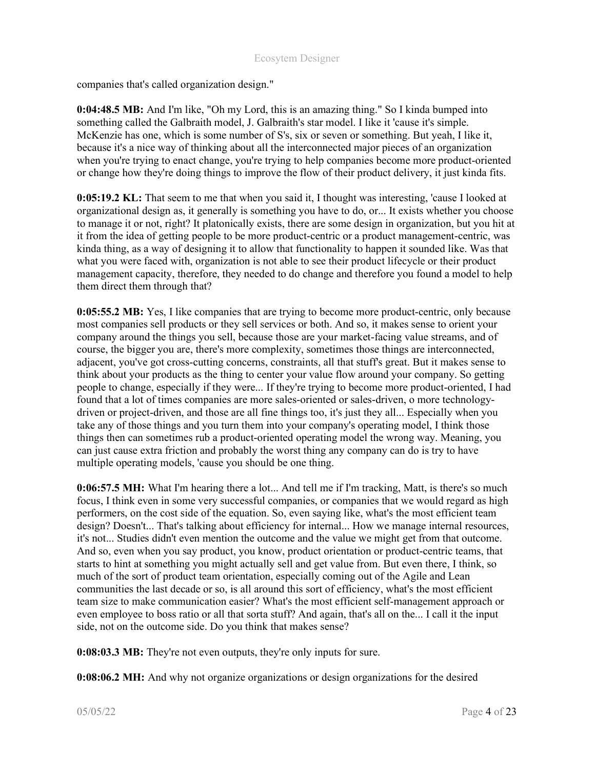companies that's called organization design."

**0:04:48.5 MB:** And I'm like, "Oh my Lord, this is an amazing thing." So I kinda bumped into something called the Galbraith model, J. Galbraith's star model. I like it 'cause it's simple. McKenzie has one, which is some number of S's, six or seven or something. But yeah, I like it, because it's a nice way of thinking about all the interconnected major pieces of an organization when you're trying to enact change, you're trying to help companies become more product-oriented or change how they're doing things to improve the flow of their product delivery, it just kinda fits.

**0:05:19.2 KL:** That seem to me that when you said it, I thought was interesting, 'cause I looked at organizational design as, it generally is something you have to do, or... It exists whether you choose to manage it or not, right? It platonically exists, there are some design in organization, but you hit at it from the idea of getting people to be more product-centric or a product management-centric, was kinda thing, as a way of designing it to allow that functionality to happen it sounded like. Was that what you were faced with, organization is not able to see their product lifecycle or their product management capacity, therefore, they needed to do change and therefore you found a model to help them direct them through that?

**0:05:55.2 MB:** Yes, I like companies that are trying to become more product-centric, only because most companies sell products or they sell services or both. And so, it makes sense to orient your company around the things you sell, because those are your market-facing value streams, and of course, the bigger you are, there's more complexity, sometimes those things are interconnected, adjacent, you've got cross-cutting concerns, constraints, all that stuff's great. But it makes sense to think about your products as the thing to center your value flow around your company. So getting people to change, especially if they were... If they're trying to become more product-oriented, I had found that a lot of times companies are more sales-oriented or sales-driven, o more technology-driven or project-driven, and those are all fine things too, it's just they all... Especially when you take any of those things and you turn them into your company's operating model, I think those things then can sometimes rub a product-oriented operating model the wrong way. Meaning, you can just cause extra friction and probably the worst thing any company can do is try to have multiple operating models, 'cause you should be one thing.

**0:06:57.5 MH:** What I'm hearing there a lot... And tell me if I'm tracking, Matt, is there's so much focus, I think even in some very successful companies, or companies that we would regard as high performers, on the cost side of the equation. So, even saying like, what's the most efficient team design? Doesn't... That's talking about efficiency for internal... How we manage internal resources, it's not... Studies didn't even mention the outcome and the value we might get from that outcome. And so, even when you say product, you know, product orientation or product-centric teams, that starts to hint at something you might actually sell and get value from. But even there, I think, so much of the sort of product team orientation, especially coming out of the Agile and Lean communities the last decade or so, is all around this sort of efficiency, what's the most efficient team size to make communication easier? What's the most efficient self-management approach or even employee to boss ratio or all that sorta stuff? And again, that's all on the... I call it the input side, not on the outcome side. Do you think that makes sense?

**0:08:03.3 MB:** They're not even outputs, they're only inputs for sure.

**0:08:06.2 MH:** And why not organize organizations or design organizations for the desired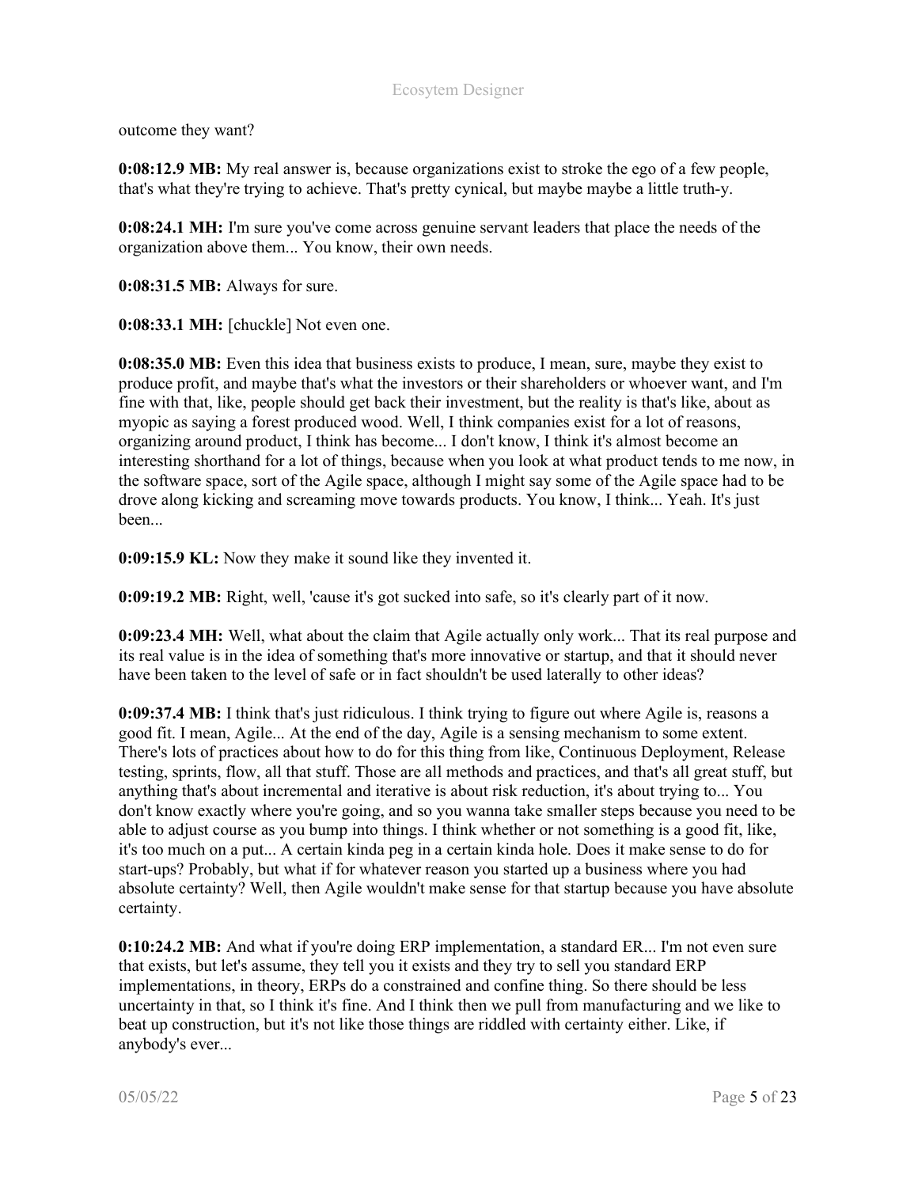outcome they want?

**0:08:12.9 MB:** My real answer is, because organizations exist to stroke the ego of a few people, that's what they're trying to achieve. That's pretty cynical, but maybe maybe a little truth-y.

**0:08:24.1 MH:** I'm sure you've come across genuine servant leaders that place the needs of the organization above them... You know, their own needs.

**0:08:31.5 MB:** Always for sure.

**0:08:33.1 MH:** [chuckle] Not even one.

**0:08:35.0 MB:** Even this idea that business exists to produce, I mean, sure, maybe they exist to produce profit, and maybe that's what the investors or their shareholders or whoever want, and I'm fine with that, like, people should get back their investment, but the reality is that's like, about as myopic as saying a forest produced wood. Well, I think companies exist for a lot of reasons, organizing around product, I think has become... I don't know, I think it's almost become an interesting shorthand for a lot of things, because when you look at what product tends to me now, in the software space, sort of the Agile space, although I might say some of the Agile space had to be drove along kicking and screaming move towards products. You know, I think... Yeah. It's just been...

**0:09:15.9 KL:** Now they make it sound like they invented it.

**0:09:19.2 MB:** Right, well, 'cause it's got sucked into safe, so it's clearly part of it now.

**0:09:23.4 MH:** Well, what about the claim that Agile actually only work... That its real purpose and its real value is in the idea of something that's more innovative or startup, and that it should never have been taken to the level of safe or in fact shouldn't be used laterally to other ideas?

**0:09:37.4 MB:** I think that's just ridiculous. I think trying to figure out where Agile is, reasons a good fit. I mean, Agile... At the end of the day, Agile is a sensing mechanism to some extent. There's lots of practices about how to do for this thing from like, Continuous Deployment, Release testing, sprints, flow, all that stuff. Those are all methods and practices, and that's all great stuff, but anything that's about incremental and iterative is about risk reduction, it's about trying to... You don't know exactly where you're going, and so you wanna take smaller steps because you need to be able to adjust course as you bump into things. I think whether or not something is a good fit, like, it's too much on a put... A certain kinda peg in a certain kinda hole. Does it make sense to do for start-ups? Probably, but what if for whatever reason you started up a business where you had absolute certainty? Well, then Agile wouldn't make sense for that startup because you have absolute certainty.

**0:10:24.2 MB:** And what if you're doing ERP implementation, a standard ER... I'm not even sure that exists, but let's assume, they tell you it exists and they try to sell you standard ERP implementations, in theory, ERPs do a constrained and confine thing. So there should be less uncertainty in that, so I think it's fine. And I think then we pull from manufacturing and we like to beat up construction, but it's not like those things are riddled with certainty either. Like, if anybody's ever...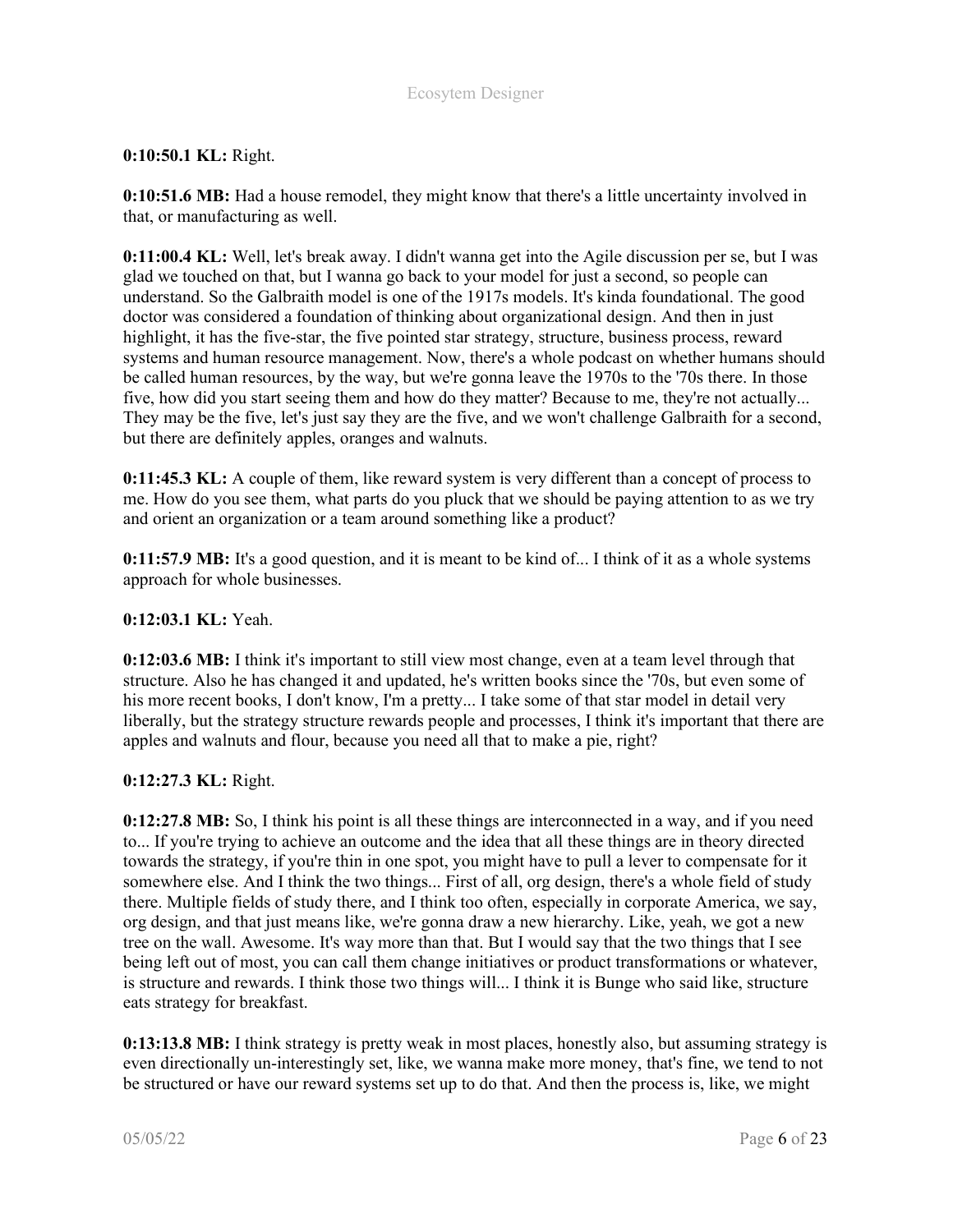**0:10:50.1 KL:** Right.

**0:10:51.6 MB:** Had a house remodel, they might know that there's a little uncertainty involved in that, or manufacturing as well.

**0:11:00.4 KL:** Well, let's break away. I didn't wanna get into the Agile discussion per se, but I was glad we touched on that, but I wanna go back to your model for just a second, so people can understand. So the Galbraith model is one of the 1917s models. It's kinda foundational. The good doctor was considered a foundation of thinking about organizational design. And then in just highlight, it has the five-star, the five pointed star strategy, structure, business process, reward systems and human resource management. Now, there's a whole podcast on whether humans should be called human resources, by the way, but we're gonna leave the 1970s to the '70s there. In those five, how did you start seeing them and how do they matter? Because to me, they're not actually... They may be the five, let's just say they are the five, and we won't challenge Galbraith for a second, but there are definitely apples, oranges and walnuts.

**0:11:45.3 KL:** A couple of them, like reward system is very different than a concept of process to me. How do you see them, what parts do you pluck that we should be paying attention to as we try and orient an organization or a team around something like a product?

**0:11:57.9 MB:** It's a good question, and it is meant to be kind of... I think of it as a whole systems approach for whole businesses.

**0:12:03.1 KL:** Yeah.

**0:12:03.6 MB:** I think it's important to still view most change, even at a team level through that structure. Also he has changed it and updated, he's written books since the '70s, but even some of his more recent books, I don't know, I'm a pretty... I take some of that star model in detail very liberally, but the strategy structure rewards people and processes, I think it's important that there are apples and walnuts and flour, because you need all that to make a pie, right?

**0:12:27.3 KL:** Right.

**0:12:27.8 MB:** So, I think his point is all these things are interconnected in a way, and if you need to... If you're trying to achieve an outcome and the idea that all these things are in theory directed towards the strategy, if you're thin in one spot, you might have to pull a lever to compensate for it somewhere else. And I think the two things... First of all, org design, there's a whole field of study there. Multiple fields of study there, and I think too often, especially in corporate America, we say, org design, and that just means like, we're gonna draw a new hierarchy. Like, yeah, we got a new tree on the wall. Awesome. It's way more than that. But I would say that the two things that I see being left out of most, you can call them change initiatives or product transformations or whatever, is structure and rewards. I think those two things will... I think it is Bunge who said like, structure eats strategy for breakfast.

**0:13:13.8 MB:** I think strategy is pretty weak in most places, honestly also, but assuming strategy is even directionally un-interestingly set, like, we wanna make more money, that's fine, we tend to not be structured or have our reward systems set up to do that. And then the process is, like, we might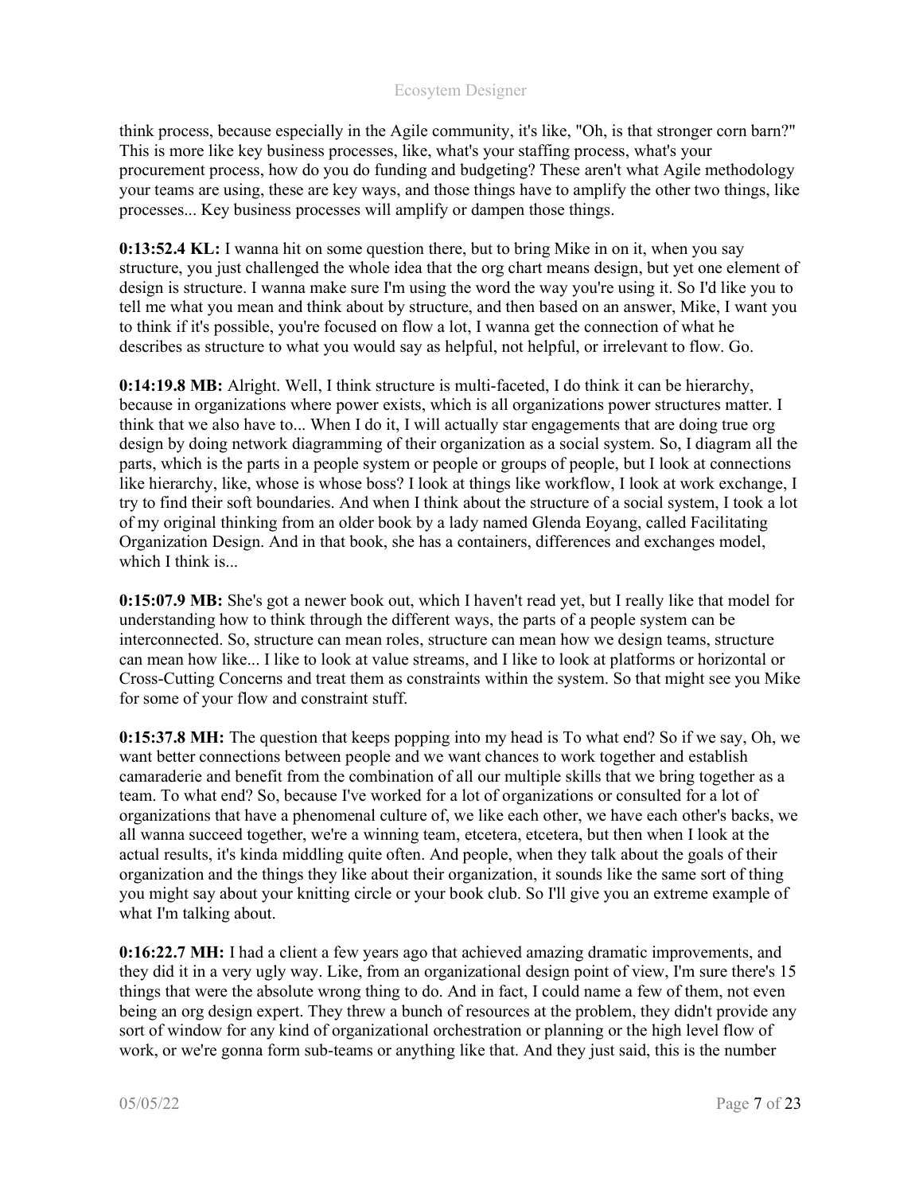think process, because especially in the Agile community, it's like, "Oh, is that stronger corn barn?" This is more like key business processes, like, what's your staffing process, what's your procurement process, how do you do funding and budgeting? These aren't what Agile methodology your teams are using, these are key ways, and those things have to amplify the other two things, like processes... Key business processes will amplify or dampen those things.

**0:13:52.4 KL:** I wanna hit on some question there, but to bring Mike in on it, when you say structure, you just challenged the whole idea that the org chart means design, but yet one element of design is structure. I wanna make sure I'm using the word the way you're using it. So I'd like you to tell me what you mean and think about by structure, and then based on an answer, Mike, I want you to think if it's possible, you're focused on flow a lot, I wanna get the connection of what he describes as structure to what you would say as helpful, not helpful, or irrelevant to flow. Go.

**0:14:19.8 MB:** Alright. Well, I think structure is multi-faceted, I do think it can be hierarchy, because in organizations where power exists, which is all organizations power structures matter. I think that we also have to... When I do it, I will actually star engagements that are doing true org design by doing network diagramming of their organization as a social system. So, I diagram all the parts, which is the parts in a people system or people or groups of people, but I look at connections like hierarchy, like, whose is whose boss? I look at things like workflow, I look at work exchange, I try to find their soft boundaries. And when I think about the structure of a social system, I took a lot of my original thinking from an older book by a lady named Glenda Eoyang, called Facilitating Organization Design. And in that book, she has a containers, differences and exchanges model, which I think is...

**0:15:07.9 MB:** She's got a newer book out, which I haven't read yet, but I really like that model for understanding how to think through the different ways, the parts of a people system can be interconnected. So, structure can mean roles, structure can mean how we design teams, structure can mean how like... I like to look at value streams, and I like to look at platforms or horizontal or Cross-Cutting Concerns and treat them as constraints within the system. So that might see you Mike for some of your flow and constraint stuff.

**0:15:37.8 MH:** The question that keeps popping into my head is To what end? So if we say, Oh, we want better connections between people and we want chances to work together and establish camaraderie and benefit from the combination of all our multiple skills that we bring together as a team. To what end? So, because I've worked for a lot of organizations or consulted for a lot of organizations that have a phenomenal culture of, we like each other, we have each other's backs, we all wanna succeed together, we're a winning team, etcetera, etcetera, but then when I look at the actual results, it's kinda middling quite often. And people, when they talk about the goals of their organization and the things they like about their organization, it sounds like the same sort of thing you might say about your knitting circle or your book club. So I'll give you an extreme example of what I'm talking about.

**0:16:22.7 MH:** I had a client a few years ago that achieved amazing dramatic improvements, and they did it in a very ugly way. Like, from an organizational design point of view, I'm sure there's 15 things that were the absolute wrong thing to do. And in fact, I could name a few of them, not even being an org design expert. They threw a bunch of resources at the problem, they didn't provide any sort of window for any kind of organizational orchestration or planning or the high level flow of work, or we're gonna form sub-teams or anything like that. And they just said, this is the number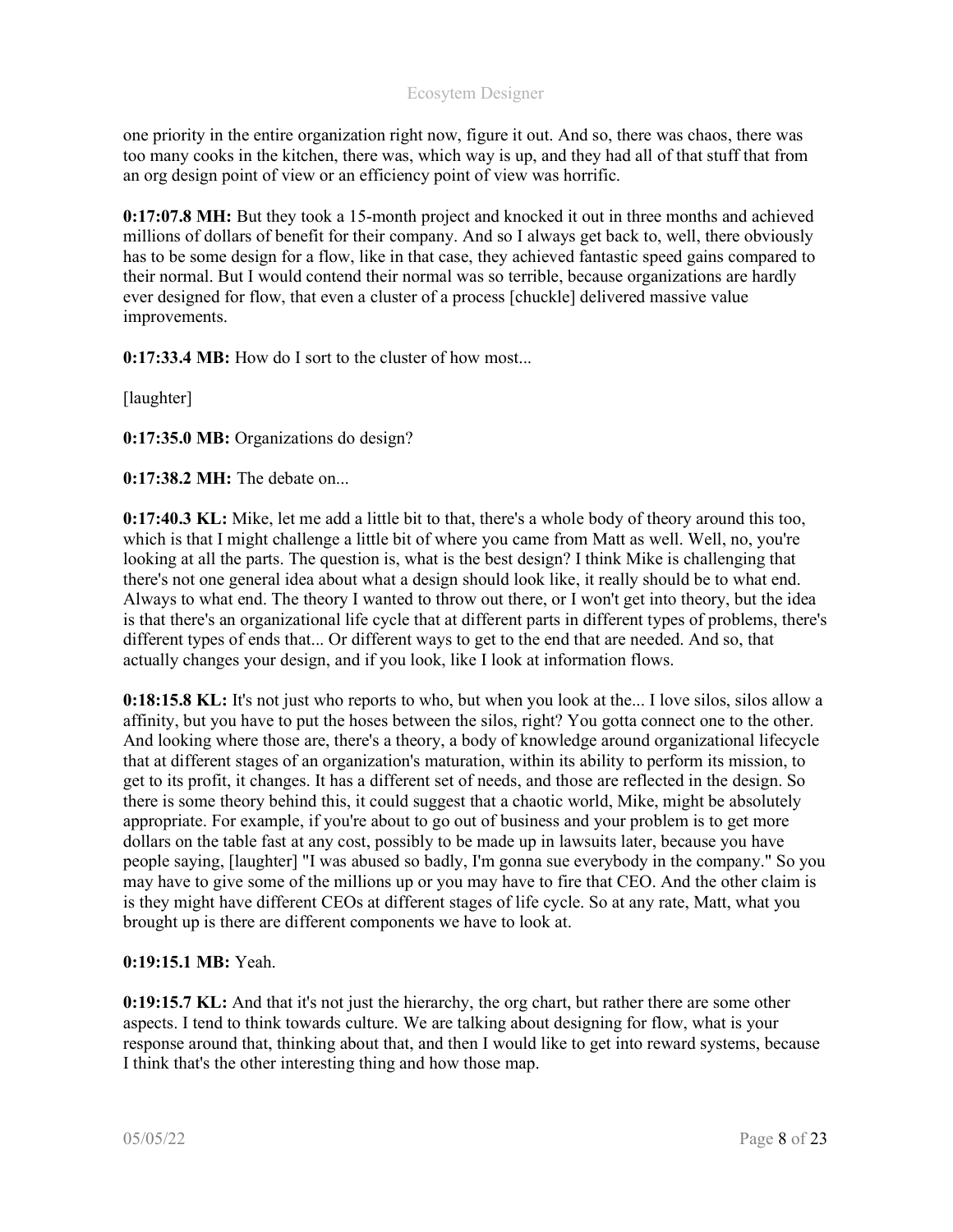one priority in the entire organization right now, figure it out. And so, there was chaos, there was too many cooks in the kitchen, there was, which way is up, and they had all of that stuff that from an org design point of view or an efficiency point of view was horrific.

**0:17:07.8 MH:** But they took a 15-month project and knocked it out in three months and achieved millions of dollars of benefit for their company. And so I always get back to, well, there obviously has to be some design for a flow, like in that case, they achieved fantastic speed gains compared to their normal. But I would contend their normal was so terrible, because organizations are hardly ever designed for flow, that even a cluster of a process [chuckle] delivered massive value improvements.

**0:17:33.4 MB:** How do I sort to the cluster of how most...

[laughter]

**0:17:35.0 MB:** Organizations do design?

**0:17:38.2 MH:** The debate on...

**0:17:40.3 KL:** Mike, let me add a little bit to that, there's a whole body of theory around this too, which is that I might challenge a little bit of where you came from Matt as well. Well, no, you're looking at all the parts. The question is, what is the best design? I think Mike is challenging that there's not one general idea about what a design should look like, it really should be to what end. Always to what end. The theory I wanted to throw out there, or I won't get into theory, but the idea is that there's an organizational life cycle that at different parts in different types of problems, there's different types of ends that... Or different ways to get to the end that are needed. And so, that actually changes your design, and if you look, like I look at information flows.

**0:18:15.8 KL:** It's not just who reports to who, but when you look at the... I love silos, silos allow a affinity, but you have to put the hoses between the silos, right? You gotta connect one to the other. And looking where those are, there's a theory, a body of knowledge around organizational lifecycle that at different stages of an organization's maturation, within its ability to perform its mission, to get to its profit, it changes. It has a different set of needs, and those are reflected in the design. So there is some theory behind this, it could suggest that a chaotic world, Mike, might be absolutely appropriate. For example, if you're about to go out of business and your problem is to get more dollars on the table fast at any cost, possibly to be made up in lawsuits later, because you have people saying, [laughter] "I was abused so badly, I'm gonna sue everybody in the company." So you may have to give some of the millions up or you may have to fire that CEO. And the other claim is is they might have different CEOs at different stages of life cycle. So at any rate, Matt, what you brought up is there are different components we have to look at.

**0:19:15.1 MB:** Yeah.

**0:19:15.7 KL:** And that it's not just the hierarchy, the org chart, but rather there are some other aspects. I tend to think towards culture. We are talking about designing for flow, what is your response around that, thinking about that, and then I would like to get into reward systems, because I think that's the other interesting thing and how those map.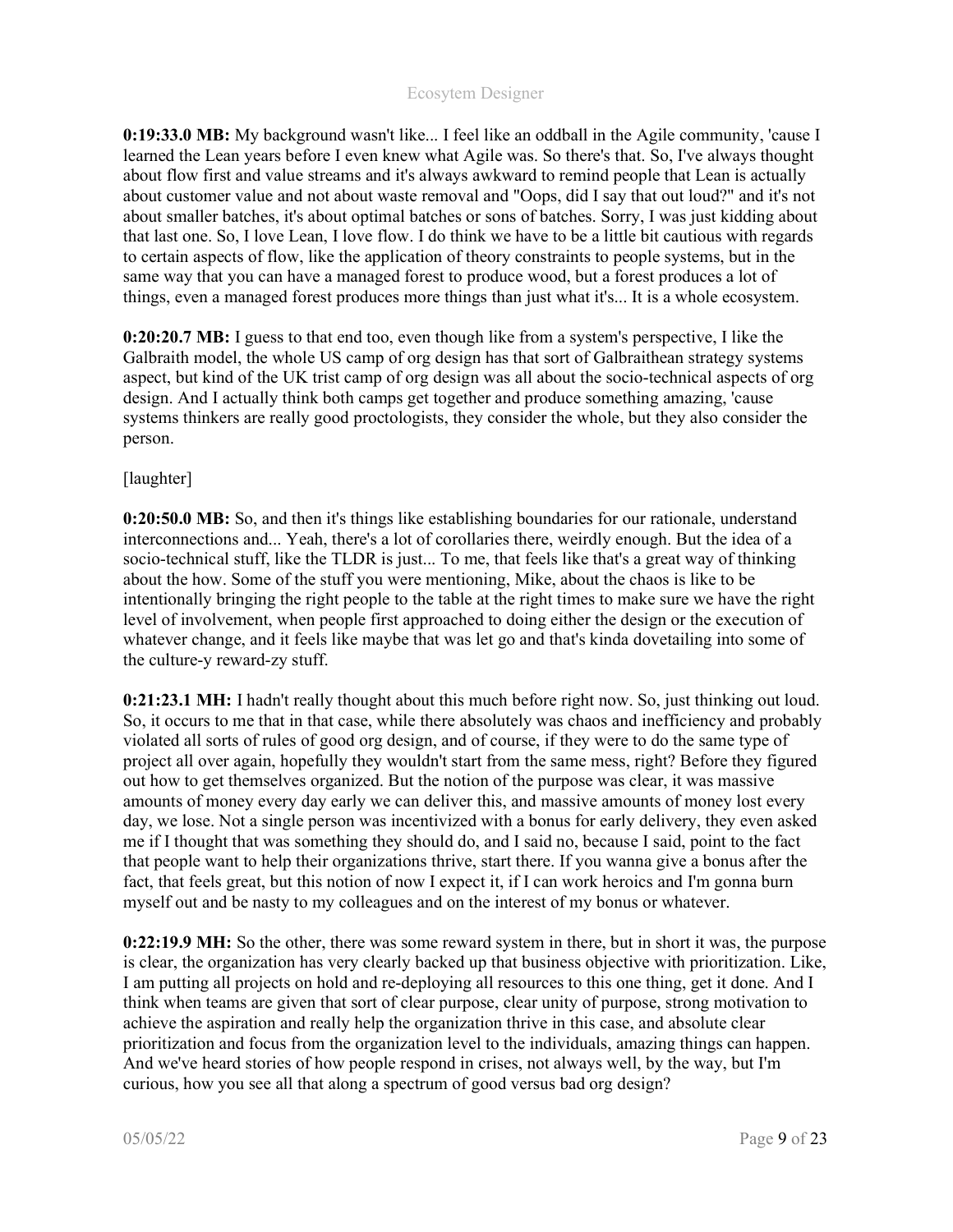**0:19:33.0 MB:** My background wasn't like... I feel like an oddball in the Agile community, 'cause I learned the Lean years before I even knew what Agile was. So there's that. So, I've always thought about flow first and value streams and it's always awkward to remind people that Lean is actually about customer value and not about waste removal and "Oops, did I say that out loud?" and it's not about smaller batches, it's about optimal batches or sons of batches. Sorry, I was just kidding about that last one. So, I love Lean, I love flow. I do think we have to be a little bit cautious with regards to certain aspects of flow, like the application of theory constraints to people systems, but in the same way that you can have a managed forest to produce wood, but a forest produces a lot of things, even a managed forest produces more things than just what it's... It is a whole ecosystem.

**0:20:20.7 MB:** I guess to that end too, even though like from a system's perspective, I like the Galbraith model, the whole US camp of org design has that sort of Galbraithean strategy systems aspect, but kind of the UK trist camp of org design was all about the socio-technical aspects of org design. And I actually think both camps get together and produce something amazing, 'cause systems thinkers are really good proctologists, they consider the whole, but they also consider the person.

[laughter]

**0:20:50.0 MB:** So, and then it's things like establishing boundaries for our rationale, understand interconnections and... Yeah, there's a lot of corollaries there, weirdly enough. But the idea of a socio-technical stuff, like the TLDR is just... To me, that feels like that's a great way of thinking about the how. Some of the stuff you were mentioning, Mike, about the chaos is like to be intentionally bringing the right people to the table at the right times to make sure we have the right level of involvement, when people first approached to doing either the design or the execution of whatever change, and it feels like maybe that was let go and that's kinda dovetailing into some of the culture-y reward-zy stuff.

**0:21:23.1 MH:** I hadn't really thought about this much before right now. So, just thinking out loud. So, it occurs to me that in that case, while there absolutely was chaos and inefficiency and probably violated all sorts of rules of good org design, and of course, if they were to do the same type of project all over again, hopefully they wouldn't start from the same mess, right? Before they figured out how to get themselves organized. But the notion of the purpose was clear, it was massive amounts of money every day early we can deliver this, and massive amounts of money lost every day, we lose. Not a single person was incentivized with a bonus for early delivery, they even asked me if I thought that was something they should do, and I said no, because I said, point to the fact that people want to help their organizations thrive, start there. If you wanna give a bonus after the fact, that feels great, but this notion of now I expect it, if I can work heroics and I'm gonna burn myself out and be nasty to my colleagues and on the interest of my bonus or whatever.

**0:22:19.9 MH:** So the other, there was some reward system in there, but in short it was, the purpose is clear, the organization has very clearly backed up that business objective with prioritization. Like, I am putting all projects on hold and re-deploying all resources to this one thing, get it done. And I think when teams are given that sort of clear purpose, clear unity of purpose, strong motivation to achieve the aspiration and really help the organization thrive in this case, and absolute clear prioritization and focus from the organization level to the individuals, amazing things can happen. And we've heard stories of how people respond in crises, not always well, by the way, but I'm curious, how you see all that along a spectrum of good versus bad org design?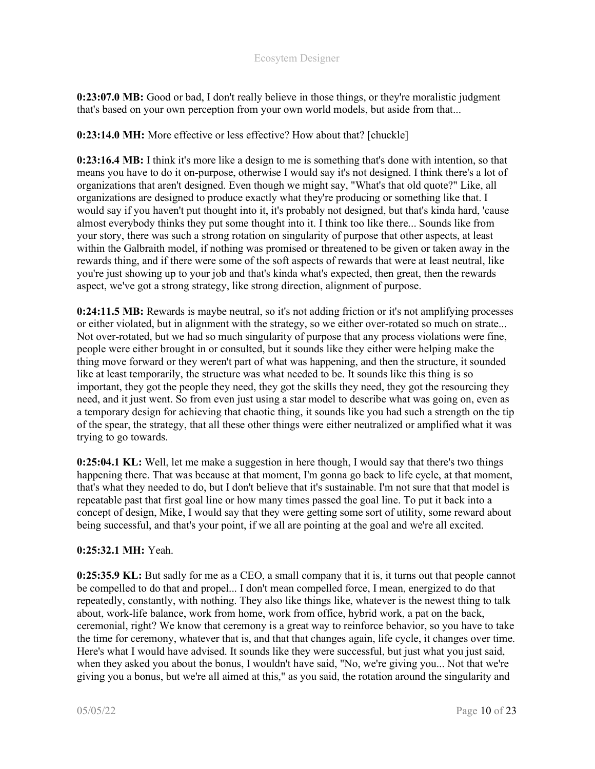**0:23:07.0 MB:** Good or bad, I don't really believe in those things, or they're moralistic judgment that's based on your own perception from your own world models, but aside from that...

**0:23:14.0 MH:** More effective or less effective? How about that? [chuckle]

**0:23:16.4 MB:** I think it's more like a design to me is something that's done with intention, so that means you have to do it on-purpose, otherwise I would say it's not designed. I think there's a lot of organizations that aren't designed. Even though we might say, "What's that old quote?" Like, all organizations are designed to produce exactly what they're producing or something like that. I would say if you haven't put thought into it, it's probably not designed, but that's kinda hard, 'cause almost everybody thinks they put some thought into it. I think too like there... Sounds like from your story, there was such a strong rotation on singularity of purpose that other aspects, at least within the Galbraith model, if nothing was promised or threatened to be given or taken away in the rewards thing, and if there were some of the soft aspects of rewards that were at least neutral, like you're just showing up to your job and that's kinda what's expected, then great, then the rewards aspect, we've got a strong strategy, like strong direction, alignment of purpose.

**0:24:11.5 MB:** Rewards is maybe neutral, so it's not adding friction or it's not amplifying processes or either violated, but in alignment with the strategy, so we either over-rotated so much on strate... Not over-rotated, but we had so much singularity of purpose that any process violations were fine, people were either brought in or consulted, but it sounds like they either were helping make the thing move forward or they weren't part of what was happening, and then the structure, it sounded like at least temporarily, the structure was what needed to be. It sounds like this thing is so important, they got the people they need, they got the skills they need, they got the resourcing they need, and it just went. So from even just using a star model to describe what was going on, even as a temporary design for achieving that chaotic thing, it sounds like you had such a strength on the tip of the spear, the strategy, that all these other things were either neutralized or amplified what it was trying to go towards.

**0:25:04.1 KL:** Well, let me make a suggestion in here though, I would say that there's two things happening there. That was because at that moment, I'm gonna go back to life cycle, at that moment, that's what they needed to do, but I don't believe that it's sustainable. I'm not sure that that model is repeatable past that first goal line or how many times passed the goal line. To put it back into a concept of design, Mike, I would say that they were getting some sort of utility, some reward about being successful, and that's your point, if we all are pointing at the goal and we're all excited.

**0:25:32.1 MH:** Yeah.

**0:25:35.9 KL:** But sadly for me as a CEO, a small company that it is, it turns out that people cannot be compelled to do that and propel... I don't mean compelled force, I mean, energized to do that repeatedly, constantly, with nothing. They also like things like, whatever is the newest thing to talk about, work-life balance, work from home, work from office, hybrid work, a pat on the back, ceremonial, right? We know that ceremony is a great way to reinforce behavior, so you have to take the time for ceremony, whatever that is, and that that changes again, life cycle, it changes over time. Here's what I would have advised. It sounds like they were successful, but just what you just said, when they asked you about the bonus, I wouldn't have said, "No, we're giving you... Not that we're giving you a bonus, but we're all aimed at this," as you said, the rotation around the singularity and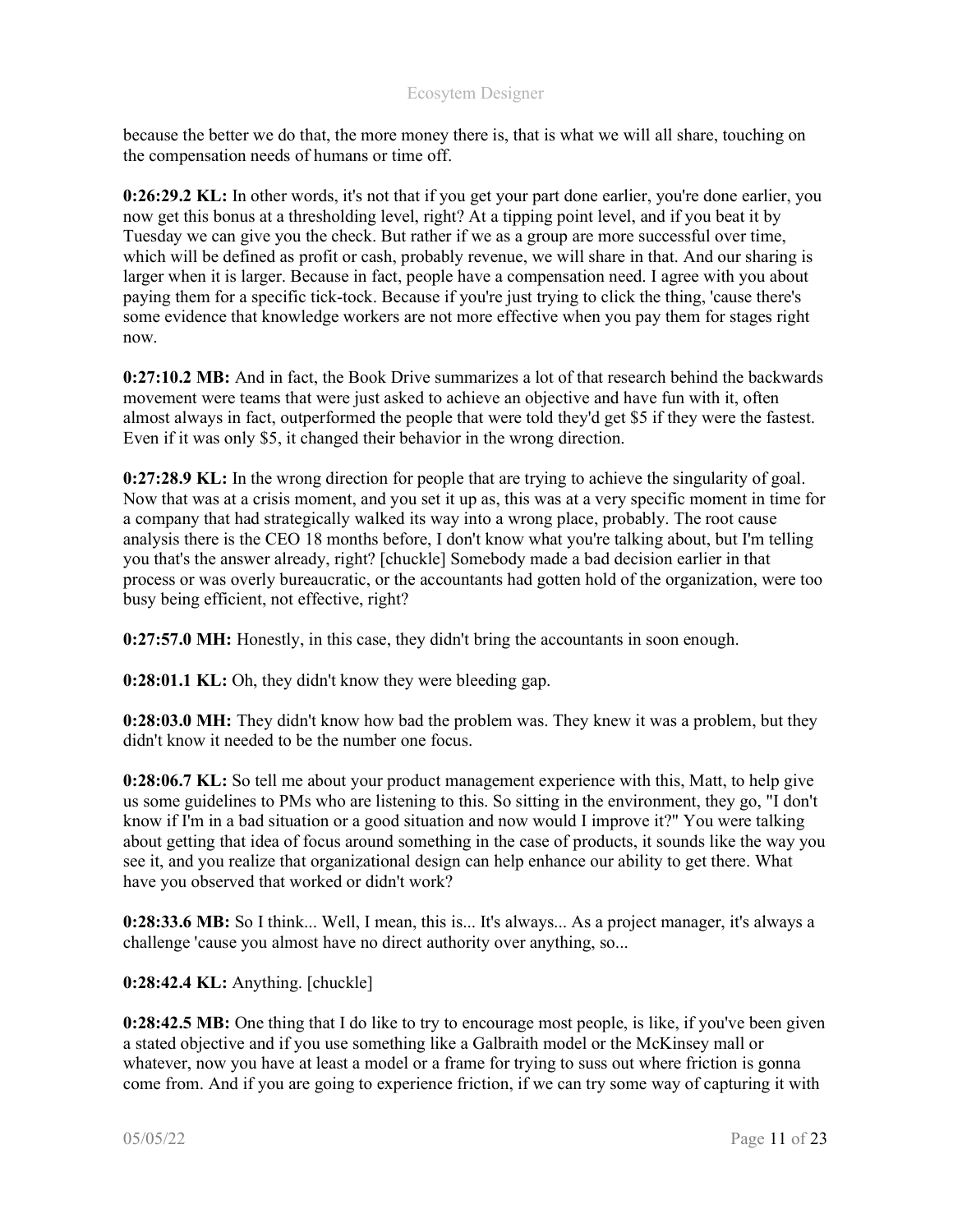because the better we do that, the more money there is, that is what we will all share, touching on the compensation needs of humans or time off.

**0:26:29.2 KL:** In other words, it's not that if you get your part done earlier, you're done earlier, you now get this bonus at a thresholding level, right? At a tipping point level, and if you beat it by Tuesday we can give you the check. But rather if we as a group are more successful over time, which will be defined as profit or cash, probably revenue, we will share in that. And our sharing is larger when it is larger. Because in fact, people have a compensation need. I agree with you about paying them for a specific tick-tock. Because if you're just trying to click the thing, 'cause there's some evidence that knowledge workers are not more effective when you pay them for stages right now.

**0:27:10.2 MB:** And in fact, the Book Drive summarizes a lot of that research behind the backwards movement were teams that were just asked to achieve an objective and have fun with it, often almost always in fact, outperformed the people that were told they'd get $5 if they were the fastest. Even if it was only $5, it changed their behavior in the wrong direction.

**0:27:28.9 KL:** In the wrong direction for people that are trying to achieve the singularity of goal. Now that was at a crisis moment, and you set it up as, this was at a very specific moment in time for a company that had strategically walked its way into a wrong place, probably. The root cause analysis there is the CEO 18 months before, I don't know what you're talking about, but I'm telling you that's the answer already, right? [chuckle] Somebody made a bad decision earlier in that process or was overly bureaucratic, or the accountants had gotten hold of the organization, were too busy being efficient, not effective, right?

**0:27:57.0 MH:** Honestly, in this case, they didn't bring the accountants in soon enough.

**0:28:01.1 KL:** Oh, they didn't know they were bleeding gap.

**0:28:03.0 MH:** They didn't know how bad the problem was. They knew it was a problem, but they didn't know it needed to be the number one focus.

**0:28:06.7 KL:** So tell me about your product management experience with this, Matt, to help give us some guidelines to PMs who are listening to this. So sitting in the environment, they go, "I don't know if I'm in a bad situation or a good situation and now would I improve it?" You were talking about getting that idea of focus around something in the case of products, it sounds like the way you see it, and you realize that organizational design can help enhance our ability to get there. What have you observed that worked or didn't work?

**0:28:33.6 MB:** So I think... Well, I mean, this is... It's always... As a project manager, it's always a challenge 'cause you almost have no direct authority over anything, so...

**0:28:42.4 KL:** Anything. [chuckle]

**0:28:42.5 MB:** One thing that I do like to try to encourage most people, is like, if you've been given a stated objective and if you use something like a Galbraith model or the McKinsey mall or whatever, now you have at least a model or a frame for trying to suss out where friction is gonna come from. And if you are going to experience friction, if we can try some way of capturing it with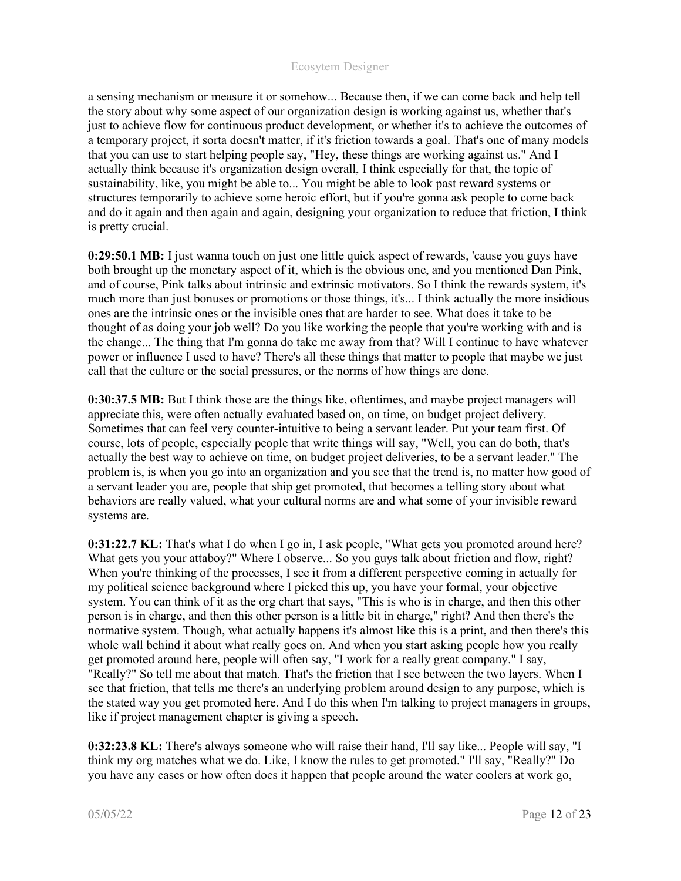a sensing mechanism or measure it or somehow... Because then, if we can come back and help tell the story about why some aspect of our organization design is working against us, whether that's just to achieve flow for continuous product development, or whether it's to achieve the outcomes of a temporary project, it sorta doesn't matter, if it's friction towards a goal. That's one of many models that you can use to start helping people say, "Hey, these things are working against us." And I actually think because it's organization design overall, I think especially for that, the topic of sustainability, like, you might be able to... You might be able to look past reward systems or structures temporarily to achieve some heroic effort, but if you're gonna ask people to come back and do it again and then again and again, designing your organization to reduce that friction, I think is pretty crucial.

**0:29:50.1 MB:** I just wanna touch on just one little quick aspect of rewards, 'cause you guys have both brought up the monetary aspect of it, which is the obvious one, and you mentioned Dan Pink, and of course, Pink talks about intrinsic and extrinsic motivators. So I think the rewards system, it's much more than just bonuses or promotions or those things, it's... I think actually the more insidious ones are the intrinsic ones or the invisible ones that are harder to see. What does it take to be thought of as doing your job well? Do you like working the people that you're working with and is the change... The thing that I'm gonna do take me away from that? Will I continue to have whatever power or influence I used to have? There's all these things that matter to people that maybe we just call that the culture or the social pressures, or the norms of how things are done.

**0:30:37.5 MB:** But I think those are the things like, oftentimes, and maybe project managers will appreciate this, were often actually evaluated based on, on time, on budget project delivery. Sometimes that can feel very counter-intuitive to being a servant leader. Put your team first. Of course, lots of people, especially people that write things will say, "Well, you can do both, that's actually the best way to achieve on time, on budget project deliveries, to be a servant leader." The problem is, is when you go into an organization and you see that the trend is, no matter how good of a servant leader you are, people that ship get promoted, that becomes a telling story about what behaviors are really valued, what your cultural norms are and what some of your invisible reward systems are.

**0:31:22.7 KL:** That's what I do when I go in, I ask people, "What gets you promoted around here? What gets you your attaboy?" Where I observe... So you guys talk about friction and flow, right? When you're thinking of the processes, I see it from a different perspective coming in actually for my political science background where I picked this up, you have your formal, your objective system. You can think of it as the org chart that says, "This is who is in charge, and then this other person is in charge, and then this other person is a little bit in charge," right? And then there's the normative system. Though, what actually happens it's almost like this is a print, and then there's this whole wall behind it about what really goes on. And when you start asking people how you really get promoted around here, people will often say, "I work for a really great company." I say, "Really?" So tell me about that match. That's the friction that I see between the two layers. When I see that friction, that tells me there's an underlying problem around design to any purpose, which is the stated way you get promoted here. And I do this when I'm talking to project managers in groups, like if project management chapter is giving a speech.

**0:32:23.8 KL:** There's always someone who will raise their hand, I'll say like... People will say, "I think my org matches what we do. Like, I know the rules to get promoted." I'll say, "Really?" Do you have any cases or how often does it happen that people around the water coolers at work go,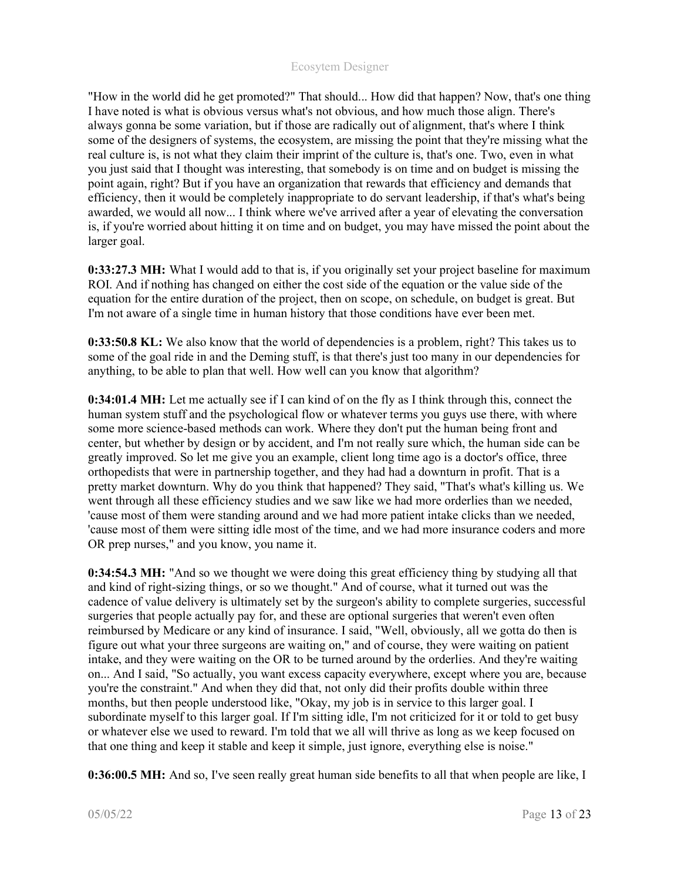"How in the world did he get promoted?" That should... How did that happen? Now, that's one thing I have noted is what is obvious versus what's not obvious, and how much those align. There's always gonna be some variation, but if those are radically out of alignment, that's where I think some of the designers of systems, the ecosystem, are missing the point that they're missing what the real culture is, is not what they claim their imprint of the culture is, that's one. Two, even in what you just said that I thought was interesting, that somebody is on time and on budget is missing the point again, right? But if you have an organization that rewards that efficiency and demands that efficiency, then it would be completely inappropriate to do servant leadership, if that's what's being awarded, we would all now... I think where we've arrived after a year of elevating the conversation is, if you're worried about hitting it on time and on budget, you may have missed the point about the larger goal.

**0:33:27.3 MH:** What I would add to that is, if you originally set your project baseline for maximum ROI. And if nothing has changed on either the cost side of the equation or the value side of the equation for the entire duration of the project, then on scope, on schedule, on budget is great. But I'm not aware of a single time in human history that those conditions have ever been met.

**0:33:50.8 KL:** We also know that the world of dependencies is a problem, right? This takes us to some of the goal ride in and the Deming stuff, is that there's just too many in our dependencies for anything, to be able to plan that well. How well can you know that algorithm?

**0:34:01.4 MH:** Let me actually see if I can kind of on the fly as I think through this, connect the human system stuff and the psychological flow or whatever terms you guys use there, with where some more science-based methods can work. Where they don't put the human being front and center, but whether by design or by accident, and I'm not really sure which, the human side can be greatly improved. So let me give you an example, client long time ago is a doctor's office, three orthopedists that were in partnership together, and they had had a downturn in profit. That is a pretty market downturn. Why do you think that happened? They said, "That's what's killing us. We went through all these efficiency studies and we saw like we had more orderlies than we needed, 'cause most of them were standing around and we had more patient intake clicks than we needed, 'cause most of them were sitting idle most of the time, and we had more insurance coders and more OR prep nurses," and you know, you name it.

**0:34:54.3 MH:** "And so we thought we were doing this great efficiency thing by studying all that and kind of right-sizing things, or so we thought." And of course, what it turned out was the cadence of value delivery is ultimately set by the surgeon's ability to complete surgeries, successful surgeries that people actually pay for, and these are optional surgeries that weren't even often reimbursed by Medicare or any kind of insurance. I said, "Well, obviously, all we gotta do then is figure out what your three surgeons are waiting on," and of course, they were waiting on patient intake, and they were waiting on the OR to be turned around by the orderlies. And they're waiting on... And I said, "So actually, you want excess capacity everywhere, except where you are, because you're the constraint." And when they did that, not only did their profits double within three months, but then people understood like, "Okay, my job is in service to this larger goal. I subordinate myself to this larger goal. If I'm sitting idle, I'm not criticized for it or told to get busy or whatever else we used to reward. I'm told that we all will thrive as long as we keep focused on that one thing and keep it stable and keep it simple, just ignore, everything else is noise."

**0:36:00.5 MH:** And so, I've seen really great human side benefits to all that when people are like, I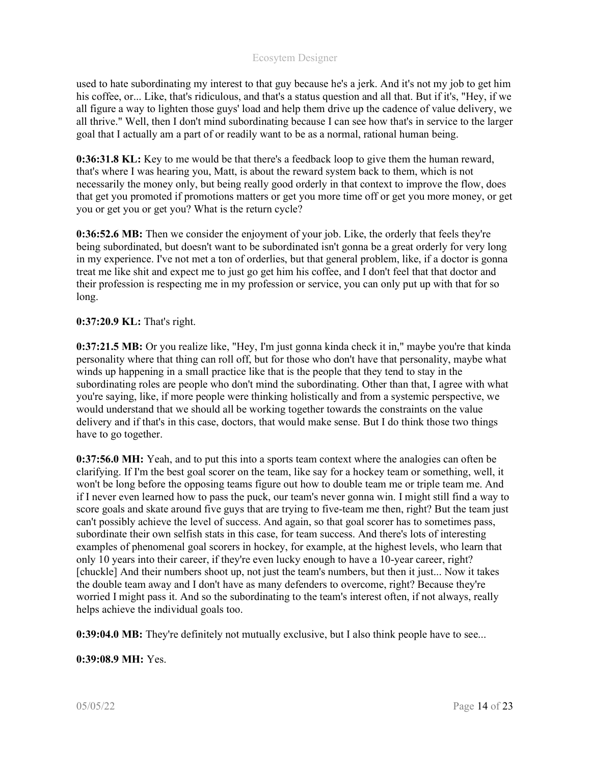used to hate subordinating my interest to that guy because he's a jerk. And it's not my job to get him his coffee, or... Like, that's ridiculous, and that's a status question and all that. But if it's, "Hey, if we all figure a way to lighten those guys' load and help them drive up the cadence of value delivery, we all thrive." Well, then I don't mind subordinating because I can see how that's in service to the larger goal that I actually am a part of or readily want to be as a normal, rational human being.

**0:36:31.8 KL:** Key to me would be that there's a feedback loop to give them the human reward, that's where I was hearing you, Matt, is about the reward system back to them, which is not necessarily the money only, but being really good orderly in that context to improve the flow, does that get you promoted if promotions matters or get you more time off or get you more money, or get you or get you or get you? What is the return cycle?

**0:36:52.6 MB:** Then we consider the enjoyment of your job. Like, the orderly that feels they're being subordinated, but doesn't want to be subordinated isn't gonna be a great orderly for very long in my experience. I've not met a ton of orderlies, but that general problem, like, if a doctor is gonna treat me like shit and expect me to just go get him his coffee, and I don't feel that that doctor and their profession is respecting me in my profession or service, you can only put up with that for so long.

**0:37:20.9 KL:** That's right.

**0:37:21.5 MB:** Or you realize like, "Hey, I'm just gonna kinda check it in," maybe you're that kinda personality where that thing can roll off, but for those who don't have that personality, maybe what winds up happening in a small practice like that is the people that they tend to stay in the subordinating roles are people who don't mind the subordinating. Other than that, I agree with what you're saying, like, if more people were thinking holistically and from a systemic perspective, we would understand that we should all be working together towards the constraints on the value delivery and if that's in this case, doctors, that would make sense. But I do think those two things have to go together.

**0:37:56.0 MH:** Yeah, and to put this into a sports team context where the analogies can often be clarifying. If I'm the best goal scorer on the team, like say for a hockey team or something, well, it won't be long before the opposing teams figure out how to double team me or triple team me. And if I never even learned how to pass the puck, our team's never gonna win. I might still find a way to score goals and skate around five guys that are trying to five-team me then, right? But the team just can't possibly achieve the level of success. And again, so that goal scorer has to sometimes pass, subordinate their own selfish stats in this case, for team success. And there's lots of interesting examples of phenomenal goal scorers in hockey, for example, at the highest levels, who learn that only 10 years into their career, if they're even lucky enough to have a 10-year career, right? [chuckle] And their numbers shoot up, not just the team's numbers, but then it just... Now it takes the double team away and I don't have as many defenders to overcome, right? Because they're worried I might pass it. And so the subordinating to the team's interest often, if not always, really helps achieve the individual goals too.

**0:39:04.0 MB:** They're definitely not mutually exclusive, but I also think people have to see...

**0:39:08.9 MH:** Yes.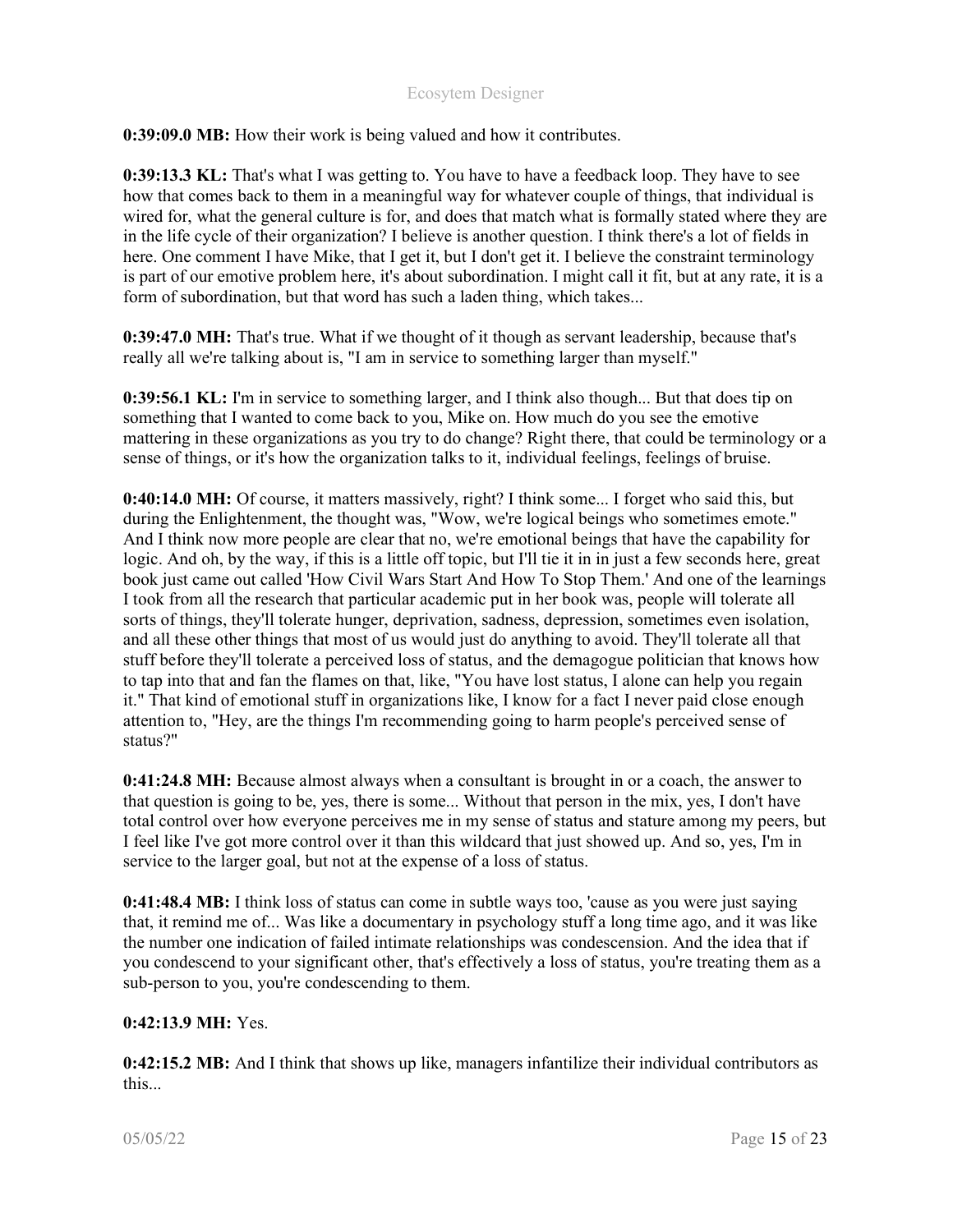**0:39:09.0 MB:** How their work is being valued and how it contributes.

**0:39:13.3 KL:** That's what I was getting to. You have to have a feedback loop. They have to see how that comes back to them in a meaningful way for whatever couple of things, that individual is wired for, what the general culture is for, and does that match what is formally stated where they are in the life cycle of their organization? I believe is another question. I think there's a lot of fields in here. One comment I have Mike, that I get it, but I don't get it. I believe the constraint terminology is part of our emotive problem here, it's about subordination. I might call it fit, but at any rate, it is a form of subordination, but that word has such a laden thing, which takes...

**0:39:47.0 MH:** That's true. What if we thought of it though as servant leadership, because that's really all we're talking about is, "I am in service to something larger than myself."

**0:39:56.1 KL:** I'm in service to something larger, and I think also though... But that does tip on something that I wanted to come back to you, Mike on. How much do you see the emotive mattering in these organizations as you try to do change? Right there, that could be terminology or a sense of things, or it's how the organization talks to it, individual feelings, feelings of bruise.

**0:40:14.0 MH:** Of course, it matters massively, right? I think some... I forget who said this, but during the Enlightenment, the thought was, "Wow, we're logical beings who sometimes emote." And I think now more people are clear that no, we're emotional beings that have the capability for logic. And oh, by the way, if this is a little off topic, but I'll tie it in in just a few seconds here, great book just came out called 'How Civil Wars Start And How To Stop Them.' And one of the learnings I took from all the research that particular academic put in her book was, people will tolerate all sorts of things, they'll tolerate hunger, deprivation, sadness, depression, sometimes even isolation, and all these other things that most of us would just do anything to avoid. They'll tolerate all that stuff before they'll tolerate a perceived loss of status, and the demagogue politician that knows how to tap into that and fan the flames on that, like, "You have lost status, I alone can help you regain it." That kind of emotional stuff in organizations like, I know for a fact I never paid close enough attention to, "Hey, are the things I'm recommending going to harm people's perceived sense of status?"

**0:41:24.8 MH:** Because almost always when a consultant is brought in or a coach, the answer to that question is going to be, yes, there is some... Without that person in the mix, yes, I don't have total control over how everyone perceives me in my sense of status and stature among my peers, but I feel like I've got more control over it than this wildcard that just showed up. And so, yes, I'm in service to the larger goal, but not at the expense of a loss of status.

**0:41:48.4 MB:** I think loss of status can come in subtle ways too, 'cause as you were just saying that, it remind me of... Was like a documentary in psychology stuff a long time ago, and it was like the number one indication of failed intimate relationships was condescension. And the idea that if you condescend to your significant other, that's effectively a loss of status, you're treating them as a sub-person to you, you're condescending to them.

**0:42:13.9 MH:** Yes.

**0:42:15.2 MB:** And I think that shows up like, managers infantilize their individual contributors as this...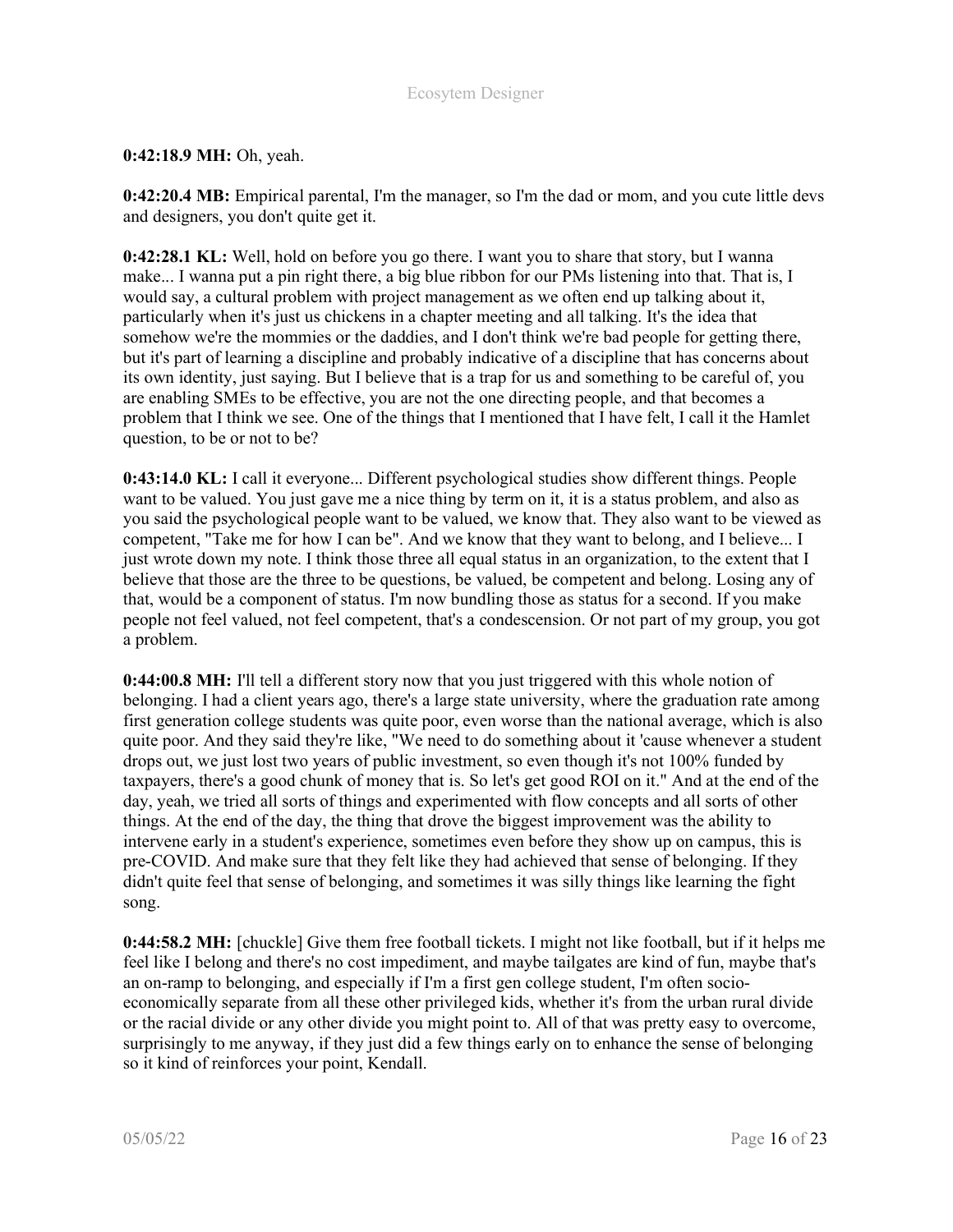**0:42:18.9 MH:** Oh, yeah.

**0:42:20.4 MB:** Empirical parental, I'm the manager, so I'm the dad or mom, and you cute little devs and designers, you don't quite get it.

**0:42:28.1 KL:** Well, hold on before you go there. I want you to share that story, but I wanna make... I wanna put a pin right there, a big blue ribbon for our PMs listening into that. That is, I would say, a cultural problem with project management as we often end up talking about it, particularly when it's just us chickens in a chapter meeting and all talking. It's the idea that somehow we're the mommies or the daddies, and I don't think we're bad people for getting there, but it's part of learning a discipline and probably indicative of a discipline that has concerns about its own identity, just saying. But I believe that is a trap for us and something to be careful of, you are enabling SMEs to be effective, you are not the one directing people, and that becomes a problem that I think we see. One of the things that I mentioned that I have felt, I call it the Hamlet question, to be or not to be?

**0:43:14.0 KL:** I call it everyone... Different psychological studies show different things. People want to be valued. You just gave me a nice thing by term on it, it is a status problem, and also as you said the psychological people want to be valued, we know that. They also want to be viewed as competent, "Take me for how I can be". And we know that they want to belong, and I believe... I just wrote down my note. I think those three all equal status in an organization, to the extent that I believe that those are the three to be questions, be valued, be competent and belong. Losing any of that, would be a component of status. I'm now bundling those as status for a second. If you make people not feel valued, not feel competent, that's a condescension. Or not part of my group, you got a problem.

**0:44:00.8 MH:** I'll tell a different story now that you just triggered with this whole notion of belonging. I had a client years ago, there's a large state university, where the graduation rate among first generation college students was quite poor, even worse than the national average, which is also quite poor. And they said they're like, "We need to do something about it 'cause whenever a student drops out, we just lost two years of public investment, so even though it's not 100% funded by taxpayers, there's a good chunk of money that is. So let's get good ROI on it." And at the end of the day, yeah, we tried all sorts of things and experimented with flow concepts and all sorts of other things. At the end of the day, the thing that drove the biggest improvement was the ability to intervene early in a student's experience, sometimes even before they show up on campus, this is pre-COVID. And make sure that they felt like they had achieved that sense of belonging. If they didn't quite feel that sense of belonging, and sometimes it was silly things like learning the fight song.

**0:44:58.2 MH:** [chuckle] Give them free football tickets. I might not like football, but if it helps me feel like I belong and there's no cost impediment, and maybe tailgates are kind of fun, maybe that's an on-ramp to belonging, and especially if I'm a first gen college student, I'm often socio-economically separate from all these other privileged kids, whether it's from the urban rural divide or the racial divide or any other divide you might point to. All of that was pretty easy to overcome, surprisingly to me anyway, if they just did a few things early on to enhance the sense of belonging so it kind of reinforces your point, Kendall.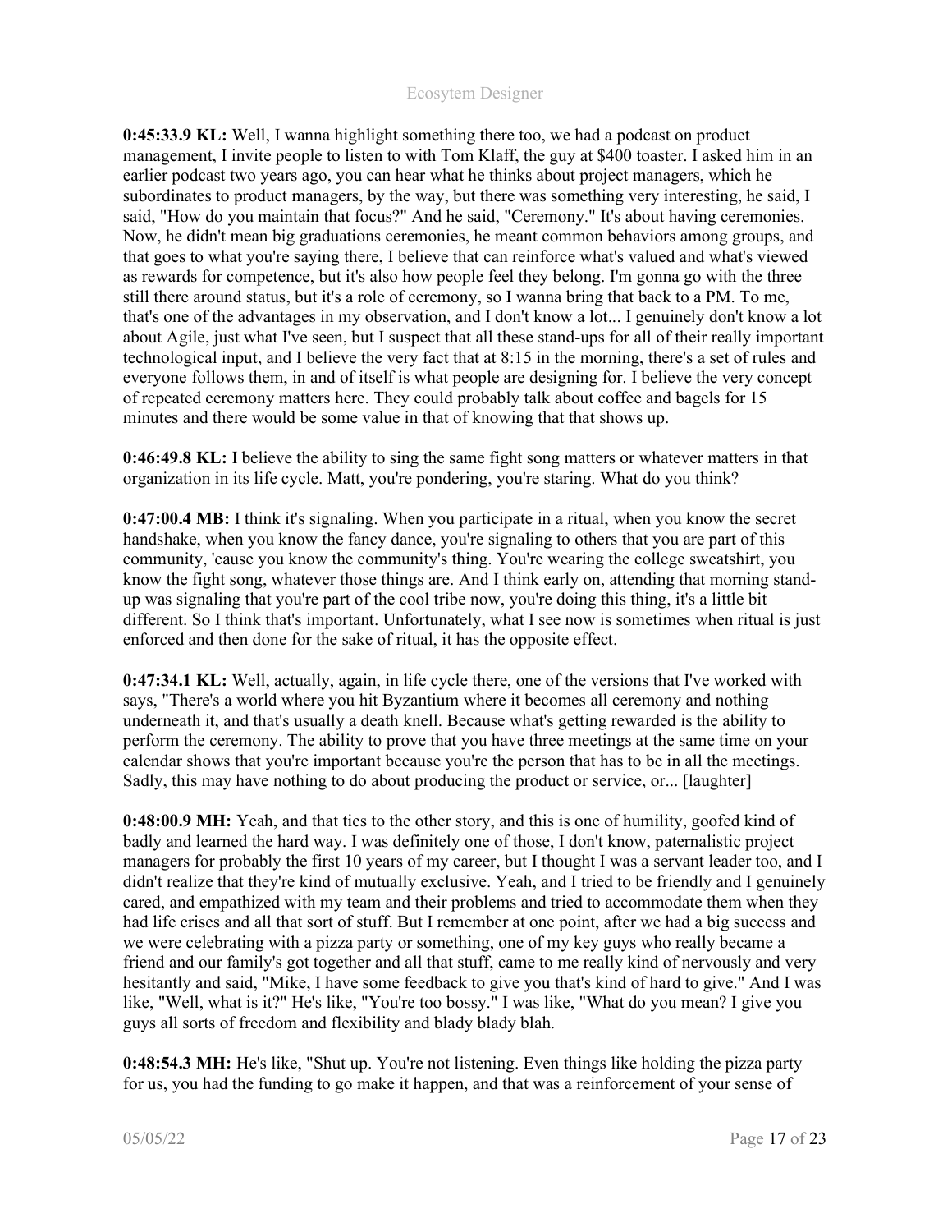**0:45:33.9 KL:** Well, I wanna highlight something there too, we had a podcast on product management, I invite people to listen to with Tom Klaff, the guy at $400 toaster. I asked him in an earlier podcast two years ago, you can hear what he thinks about project managers, which he subordinates to product managers, by the way, but there was something very interesting, he said, I said, "How do you maintain that focus?" And he said, "Ceremony." It's about having ceremonies. Now, he didn't mean big graduations ceremonies, he meant common behaviors among groups, and that goes to what you're saying there, I believe that can reinforce what's valued and what's viewed as rewards for competence, but it's also how people feel they belong. I'm gonna go with the three still there around status, but it's a role of ceremony, so I wanna bring that back to a PM. To me, that's one of the advantages in my observation, and I don't know a lot... I genuinely don't know a lot about Agile, just what I've seen, but I suspect that all these stand-ups for all of their really important technological input, and I believe the very fact that at 8:15 in the morning, there's a set of rules and everyone follows them, in and of itself is what people are designing for. I believe the very concept of repeated ceremony matters here. They could probably talk about coffee and bagels for 15 minutes and there would be some value in that of knowing that that shows up.

**0:46:49.8 KL:** I believe the ability to sing the same fight song matters or whatever matters in that organization in its life cycle. Matt, you're pondering, you're staring. What do you think?

**0:47:00.4 MB:** I think it's signaling. When you participate in a ritual, when you know the secret handshake, when you know the fancy dance, you're signaling to others that you are part of this community, 'cause you know the community's thing. You're wearing the college sweatshirt, you know the fight song, whatever those things are. And I think early on, attending that morning stand-up was signaling that you're part of the cool tribe now, you're doing this thing, it's a little bit different. So I think that's important. Unfortunately, what I see now is sometimes when ritual is just enforced and then done for the sake of ritual, it has the opposite effect.

**0:47:34.1 KL:** Well, actually, again, in life cycle there, one of the versions that I've worked with says, "There's a world where you hit Byzantium where it becomes all ceremony and nothing underneath it, and that's usually a death knell. Because what's getting rewarded is the ability to perform the ceremony. The ability to prove that you have three meetings at the same time on your calendar shows that you're important because you're the person that has to be in all the meetings. Sadly, this may have nothing to do about producing the product or service, or... [laughter]

**0:48:00.9 MH:** Yeah, and that ties to the other story, and this is one of humility, goofed kind of badly and learned the hard way. I was definitely one of those, I don't know, paternalistic project managers for probably the first 10 years of my career, but I thought I was a servant leader too, and I didn't realize that they're kind of mutually exclusive. Yeah, and I tried to be friendly and I genuinely cared, and empathized with my team and their problems and tried to accommodate them when they had life crises and all that sort of stuff. But I remember at one point, after we had a big success and we were celebrating with a pizza party or something, one of my key guys who really became a friend and our family's got together and all that stuff, came to me really kind of nervously and very hesitantly and said, "Mike, I have some feedback to give you that's kind of hard to give." And I was like, "Well, what is it?" He's like, "You're too bossy." I was like, "What do you mean? I give you guys all sorts of freedom and flexibility and blady blady blah.

**0:48:54.3 MH:** He's like, "Shut up. You're not listening. Even things like holding the pizza party for us, you had the funding to go make it happen, and that was a reinforcement of your sense of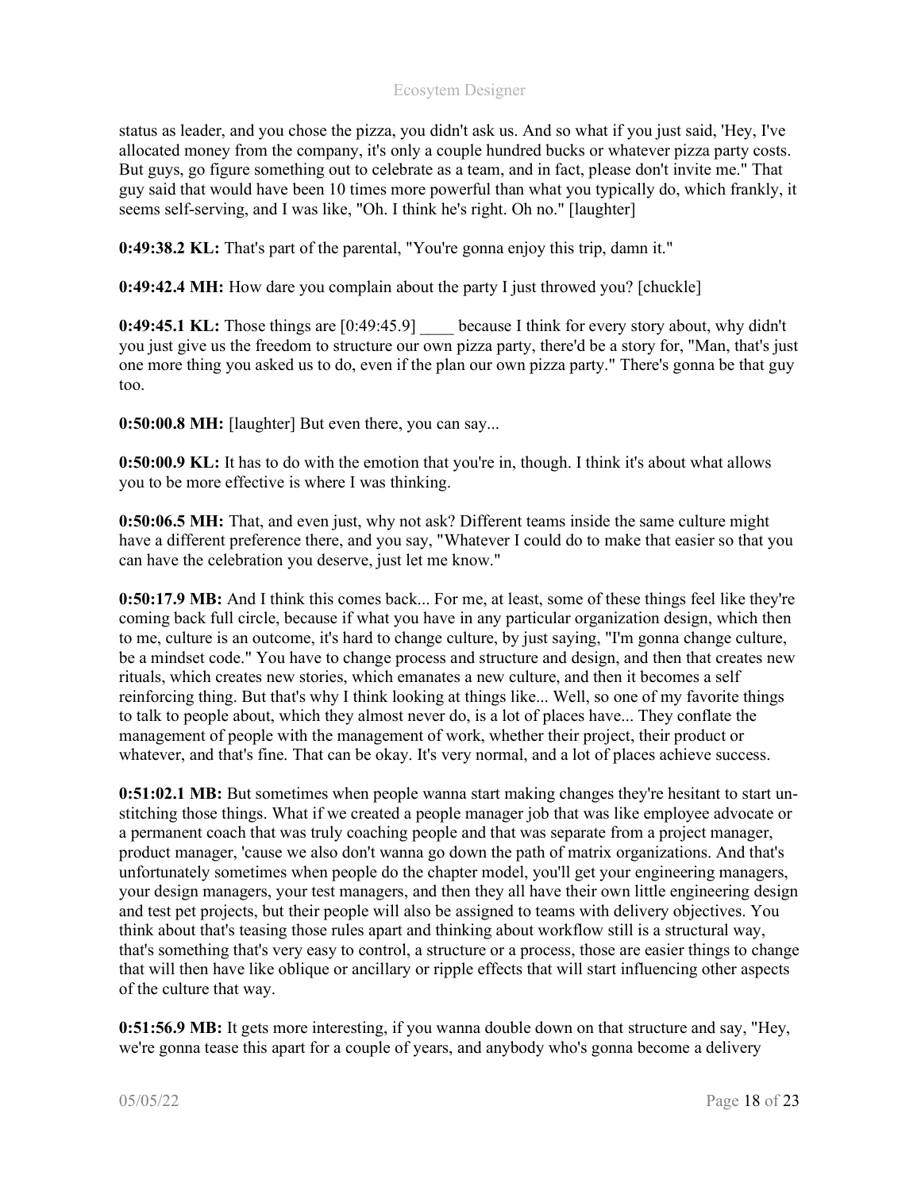status as leader, and you chose the pizza, you didn't ask us. And so what if you just said, 'Hey, I've allocated money from the company, it's only a couple hundred bucks or whatever pizza party costs. But guys, go figure something out to celebrate as a team, and in fact, please don't invite me." That guy said that would have been 10 times more powerful than what you typically do, which frankly, it seems self-serving, and I was like, "Oh. I think he's right. Oh no." [laughter]

**0:49:38.2 KL:** That's part of the parental, "You're gonna enjoy this trip, damn it."

**0:49:42.4 MH:** How dare you complain about the party I just throwed you? [chuckle]

**0:49:45.1 KL:** Those things are [0:49:45.9] ____ because I think for every story about, why didn't you just give us the freedom to structure our own pizza party, there'd be a story for, "Man, that's just one more thing you asked us to do, even if the plan our own pizza party." There's gonna be that guy too.

**0:50:00.8 MH:** [laughter] But even there, you can say...

**0:50:00.9 KL:** It has to do with the emotion that you're in, though. I think it's about what allows you to be more effective is where I was thinking.

**0:50:06.5 MH:** That, and even just, why not ask? Different teams inside the same culture might have a different preference there, and you say, "Whatever I could do to make that easier so that you can have the celebration you deserve, just let me know."

**0:50:17.9 MB:** And I think this comes back... For me, at least, some of these things feel like they're coming back full circle, because if what you have in any particular organization design, which then to me, culture is an outcome, it's hard to change culture, by just saying, "I'm gonna change culture, be a mindset code." You have to change process and structure and design, and then that creates new rituals, which creates new stories, which emanates a new culture, and then it becomes a self reinforcing thing. But that's why I think looking at things like... Well, so one of my favorite things to talk to people about, which they almost never do, is a lot of places have... They conflate the management of people with the management of work, whether their project, their product or whatever, and that's fine. That can be okay. It's very normal, and a lot of places achieve success.

**0:51:02.1 MB:** But sometimes when people wanna start making changes they're hesitant to start un-stitching those things. What if we created a people manager job that was like employee advocate or a permanent coach that was truly coaching people and that was separate from a project manager, product manager, 'cause we also don't wanna go down the path of matrix organizations. And that's unfortunately sometimes when people do the chapter model, you'll get your engineering managers, your design managers, your test managers, and then they all have their own little engineering design and test pet projects, but their people will also be assigned to teams with delivery objectives. You think about that's teasing those rules apart and thinking about workflow still is a structural way, that's something that's very easy to control, a structure or a process, those are easier things to change that will then have like oblique or ancillary or ripple effects that will start influencing other aspects of the culture that way.

**0:51:56.9 MB:** It gets more interesting, if you wanna double down on that structure and say, "Hey, we're gonna tease this apart for a couple of years, and anybody who's gonna become a delivery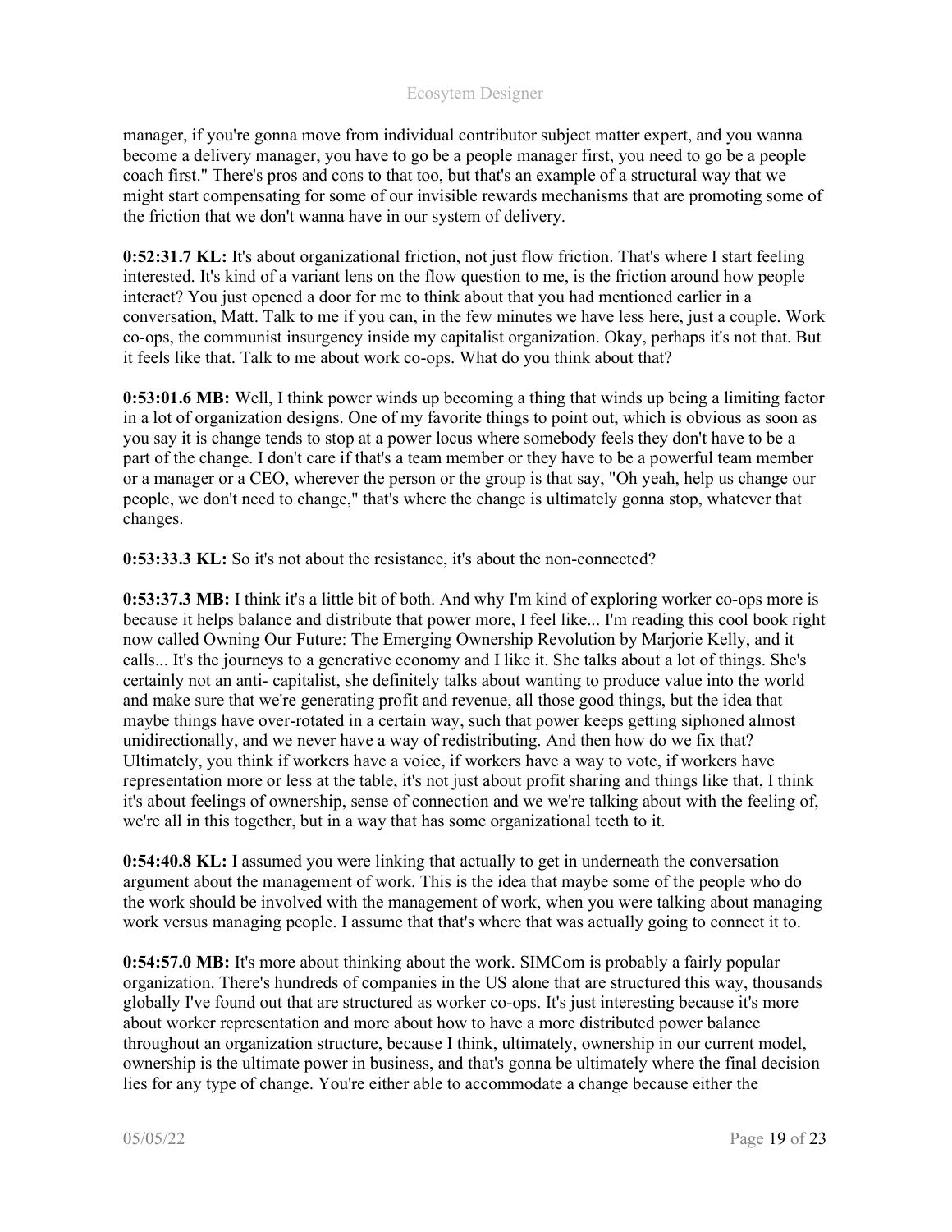manager, if you're gonna move from individual contributor subject matter expert, and you wanna become a delivery manager, you have to go be a people manager first, you need to go be a people coach first." There's pros and cons to that too, but that's an example of a structural way that we might start compensating for some of our invisible rewards mechanisms that are promoting some of the friction that we don't wanna have in our system of delivery.

**0:52:31.7 KL:** It's about organizational friction, not just flow friction. That's where I start feeling interested. It's kind of a variant lens on the flow question to me, is the friction around how people interact? You just opened a door for me to think about that you had mentioned earlier in a conversation, Matt. Talk to me if you can, in the few minutes we have less here, just a couple. Work co-ops, the communist insurgency inside my capitalist organization. Okay, perhaps it's not that. But it feels like that. Talk to me about work co-ops. What do you think about that?

**0:53:01.6 MB:** Well, I think power winds up becoming a thing that winds up being a limiting factor in a lot of organization designs. One of my favorite things to point out, which is obvious as soon as you say it is change tends to stop at a power locus where somebody feels they don't have to be a part of the change. I don't care if that's a team member or they have to be a powerful team member or a manager or a CEO, wherever the person or the group is that say, "Oh yeah, help us change our people, we don't need to change," that's where the change is ultimately gonna stop, whatever that changes.

**0:53:33.3 KL:** So it's not about the resistance, it's about the non-connected?

**0:53:37.3 MB:** I think it's a little bit of both. And why I'm kind of exploring worker co-ops more is because it helps balance and distribute that power more, I feel like... I'm reading this cool book right now called Owning Our Future: The Emerging Ownership Revolution by Marjorie Kelly, and it calls... It's the journeys to a generative economy and I like it. She talks about a lot of things. She's certainly not an anti- capitalist, she definitely talks about wanting to produce value into the world and make sure that we're generating profit and revenue, all those good things, but the idea that maybe things have over-rotated in a certain way, such that power keeps getting siphoned almost unidirectionally, and we never have a way of redistributing. And then how do we fix that? Ultimately, you think if workers have a voice, if workers have a way to vote, if workers have representation more or less at the table, it's not just about profit sharing and things like that, I think it's about feelings of ownership, sense of connection and we we're talking about with the feeling of, we're all in this together, but in a way that has some organizational teeth to it.

**0:54:40.8 KL:** I assumed you were linking that actually to get in underneath the conversation argument about the management of work. This is the idea that maybe some of the people who do the work should be involved with the management of work, when you were talking about managing work versus managing people. I assume that that's where that was actually going to connect it to.

**0:54:57.0 MB:** It's more about thinking about the work. SIMCom is probably a fairly popular organization. There's hundreds of companies in the US alone that are structured this way, thousands globally I've found out that are structured as worker co-ops. It's just interesting because it's more about worker representation and more about how to have a more distributed power balance throughout an organization structure, because I think, ultimately, ownership in our current model, ownership is the ultimate power in business, and that's gonna be ultimately where the final decision lies for any type of change. You're either able to accommodate a change because either the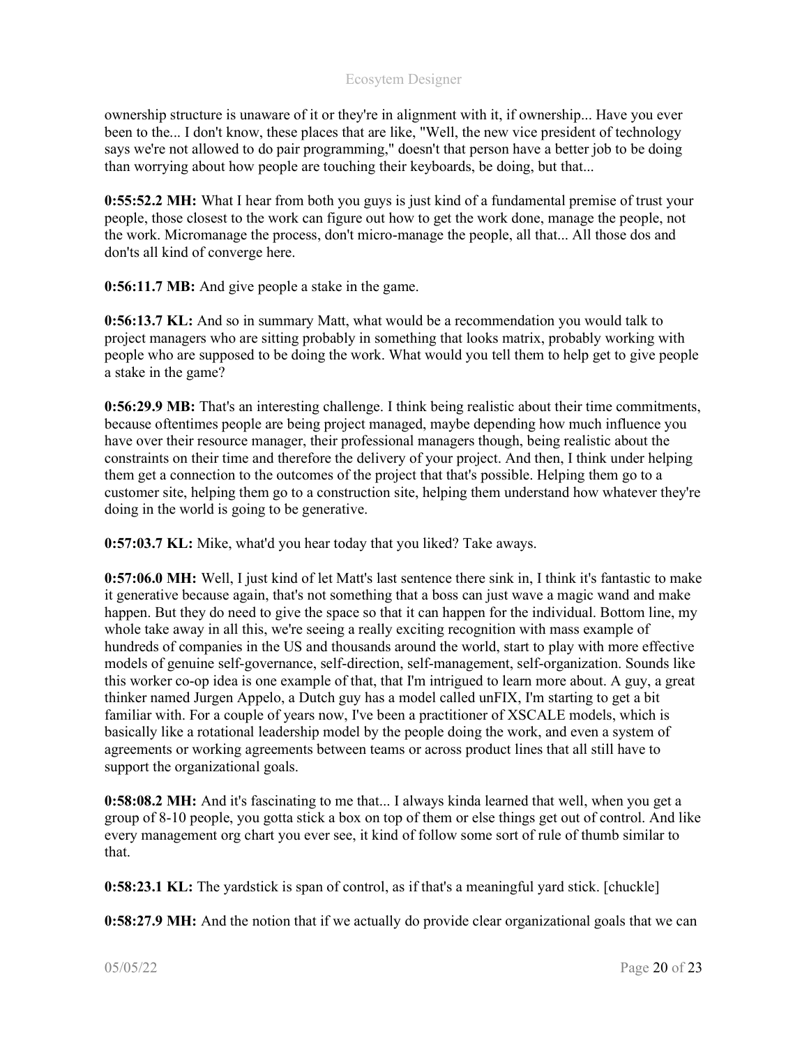ownership structure is unaware of it or they're in alignment with it, if ownership... Have you ever been to the... I don't know, these places that are like, "Well, the new vice president of technology says we're not allowed to do pair programming," doesn't that person have a better job to be doing than worrying about how people are touching their keyboards, be doing, but that...

**0:55:52.2 MH:** What I hear from both you guys is just kind of a fundamental premise of trust your people, those closest to the work can figure out how to get the work done, manage the people, not the work. Micromanage the process, don't micro-manage the people, all that... All those dos and don'ts all kind of converge here.

**0:56:11.7 MB:** And give people a stake in the game.

**0:56:13.7 KL:** And so in summary Matt, what would be a recommendation you would talk to project managers who are sitting probably in something that looks matrix, probably working with people who are supposed to be doing the work. What would you tell them to help get to give people a stake in the game?

**0:56:29.9 MB:** That's an interesting challenge. I think being realistic about their time commitments, because oftentimes people are being project managed, maybe depending how much influence you have over their resource manager, their professional managers though, being realistic about the constraints on their time and therefore the delivery of your project. And then, I think under helping them get a connection to the outcomes of the project that that's possible. Helping them go to a customer site, helping them go to a construction site, helping them understand how whatever they're doing in the world is going to be generative.

**0:57:03.7 KL:** Mike, what'd you hear today that you liked? Take aways.

**0:57:06.0 MH:** Well, I just kind of let Matt's last sentence there sink in, I think it's fantastic to make it generative because again, that's not something that a boss can just wave a magic wand and make happen. But they do need to give the space so that it can happen for the individual. Bottom line, my whole take away in all this, we're seeing a really exciting recognition with mass example of hundreds of companies in the US and thousands around the world, start to play with more effective models of genuine self-governance, self-direction, self-management, self-organization. Sounds like this worker co-op idea is one example of that, that I'm intrigued to learn more about. A guy, a great thinker named Jurgen Appelo, a Dutch guy has a model called unFIX, I'm starting to get a bit familiar with. For a couple of years now, I've been a practitioner of XSCALE models, which is basically like a rotational leadership model by the people doing the work, and even a system of agreements or working agreements between teams or across product lines that all still have to support the organizational goals.

**0:58:08.2 MH:** And it's fascinating to me that... I always kinda learned that well, when you get a group of 8-10 people, you gotta stick a box on top of them or else things get out of control. And like every management org chart you ever see, it kind of follow some sort of rule of thumb similar to that.

**0:58:23.1 KL:** The yardstick is span of control, as if that's a meaningful yard stick. [chuckle]

**0:58:27.9 MH:** And the notion that if we actually do provide clear organizational goals that we can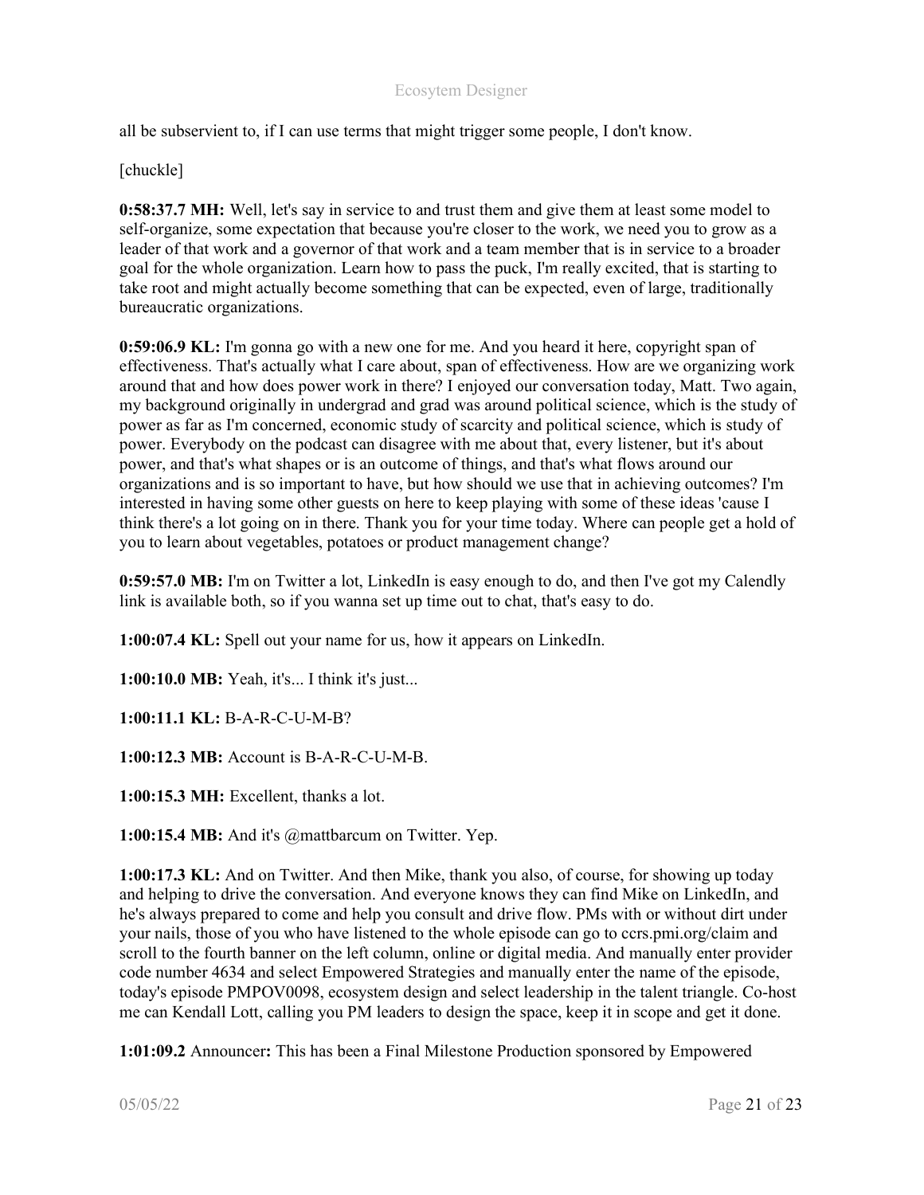all be subservient to, if I can use terms that might trigger some people, I don't know.

[chuckle]

**0:58:37.7 MH:** Well, let's say in service to and trust them and give them at least some model to self-organize, some expectation that because you're closer to the work, we need you to grow as a leader of that work and a governor of that work and a team member that is in service to a broader goal for the whole organization. Learn how to pass the puck, I'm really excited, that is starting to take root and might actually become something that can be expected, even of large, traditionally bureaucratic organizations.

**0:59:06.9 KL:** I'm gonna go with a new one for me. And you heard it here, copyright span of effectiveness. That's actually what I care about, span of effectiveness. How are we organizing work around that and how does power work in there? I enjoyed our conversation today, Matt. Two again, my background originally in undergrad and grad was around political science, which is the study of power as far as I'm concerned, economic study of scarcity and political science, which is study of power. Everybody on the podcast can disagree with me about that, every listener, but it's about power, and that's what shapes or is an outcome of things, and that's what flows around our organizations and is so important to have, but how should we use that in achieving outcomes? I'm interested in having some other guests on here to keep playing with some of these ideas 'cause I think there's a lot going on in there. Thank you for your time today. Where can people get a hold of you to learn about vegetables, potatoes or product management change?

**0:59:57.0 MB:** I'm on Twitter a lot, LinkedIn is easy enough to do, and then I've got my Calendly link is available both, so if you wanna set up time out to chat, that's easy to do.

**1:00:07.4 KL:** Spell out your name for us, how it appears on LinkedIn.

**1:00:10.0 MB:** Yeah, it's... I think it's just...

**1:00:11.1 KL:** B-A-R-C-U-M-B?

**1:00:12.3 MB:** Account is B-A-R-C-U-M-B.

**1:00:15.3 MH:** Excellent, thanks a lot.

**1:00:15.4 MB:** And it's @mattbarcum on Twitter. Yep.

**1:00:17.3 KL:** And on Twitter. And then Mike, thank you also, of course, for showing up today and helping to drive the conversation. And everyone knows they can find Mike on LinkedIn, and he's always prepared to come and help you consult and drive flow. PMs with or without dirt under your nails, those of you who have listened to the whole episode can go to ccrs.pmi.org/claim and scroll to the fourth banner on the left column, online or digital media. And manually enter provider code number 4634 and select Empowered Strategies and manually enter the name of the episode, today's episode PMPOV0098, ecosystem design and select leadership in the talent triangle. Co-host me can Kendall Lott, calling you PM leaders to design the space, keep it in scope and get it done.

**1:01:09.2** Announcer**:** This has been a Final Milestone Production sponsored by Empowered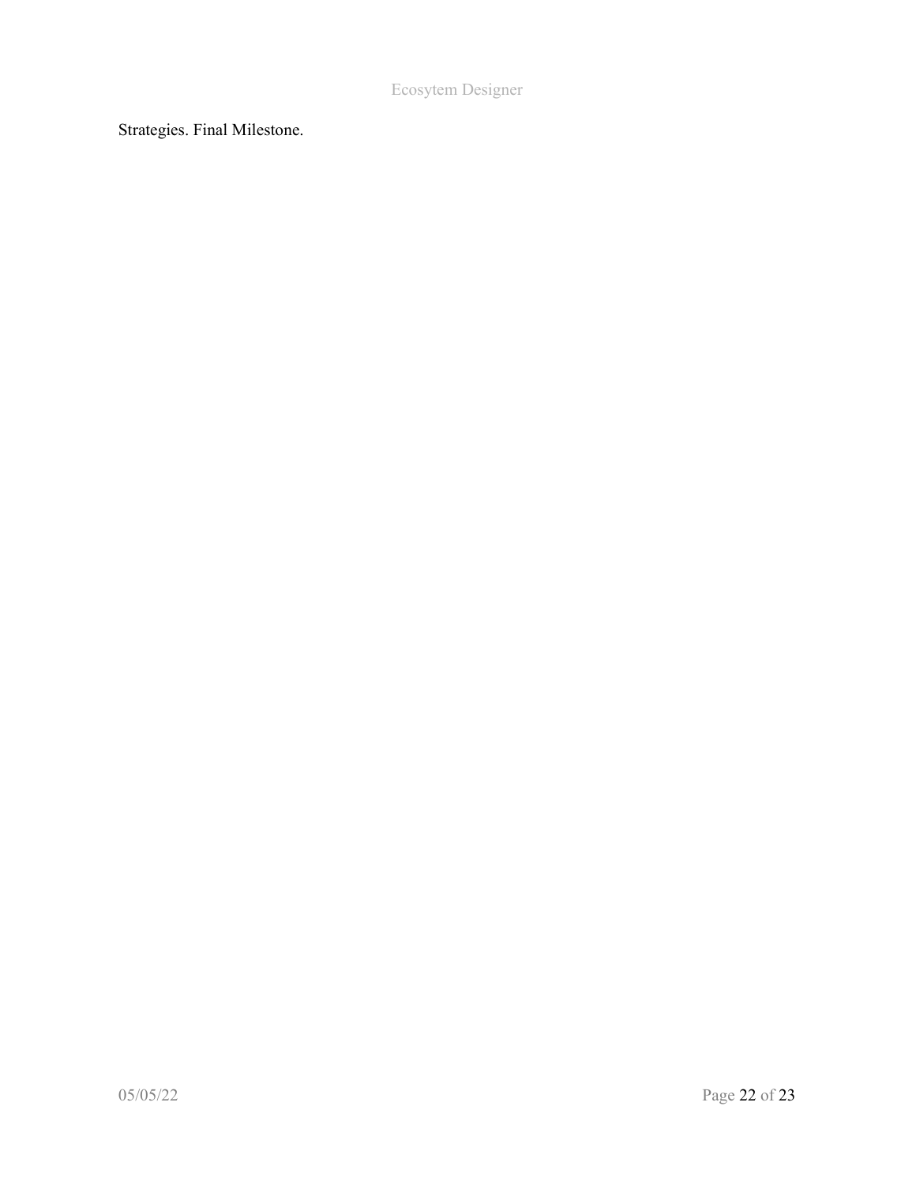Strategies. Final Milestone.